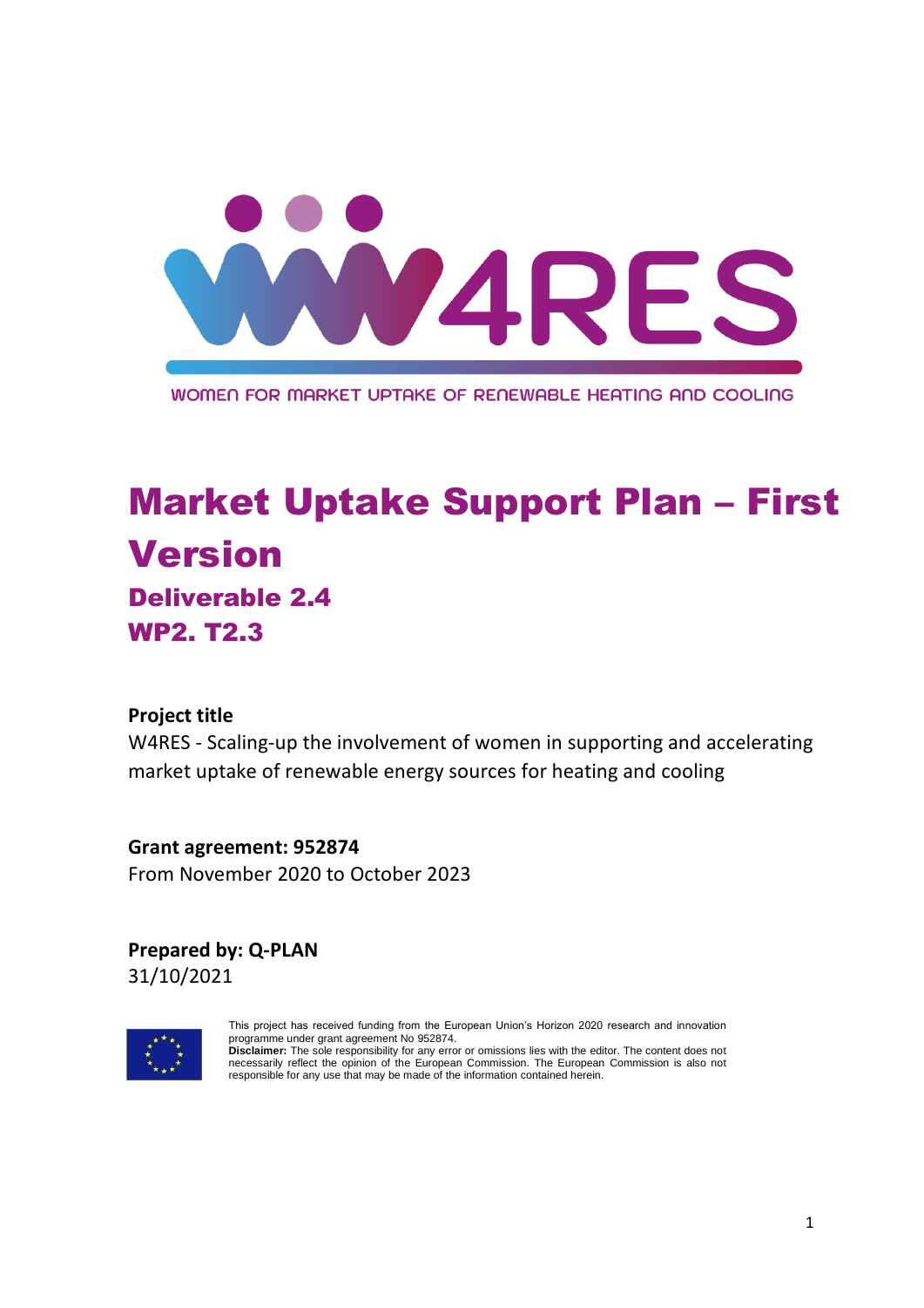W4RES

WOMEN FOR MARKET UPTAKE OF RENEWABLE HEATING AND COOLING

# Market Uptake Support Plan – First Version

## Deliverable 2.4

## WP2. T2.3

**Project title**

W4RES - Scaling-up the involvement of women in supporting and accelerating market uptake of renewable energy sources for heating and cooling

**Grant agreement: 952874**

From November 2020 to October 2023

**Prepared by: Q-PLAN**

31/10/2021

This project has received funding from the European Union's Horizon 2020 research and innovation programme under grant agreement No 952874.

**Disclaimer:** The sole responsibility for any error or omissions lies with the editor. The content does not necessarily reflect the opinion of the European Commission. The European Commission is also not responsible for any use that may be made of the information contained herein.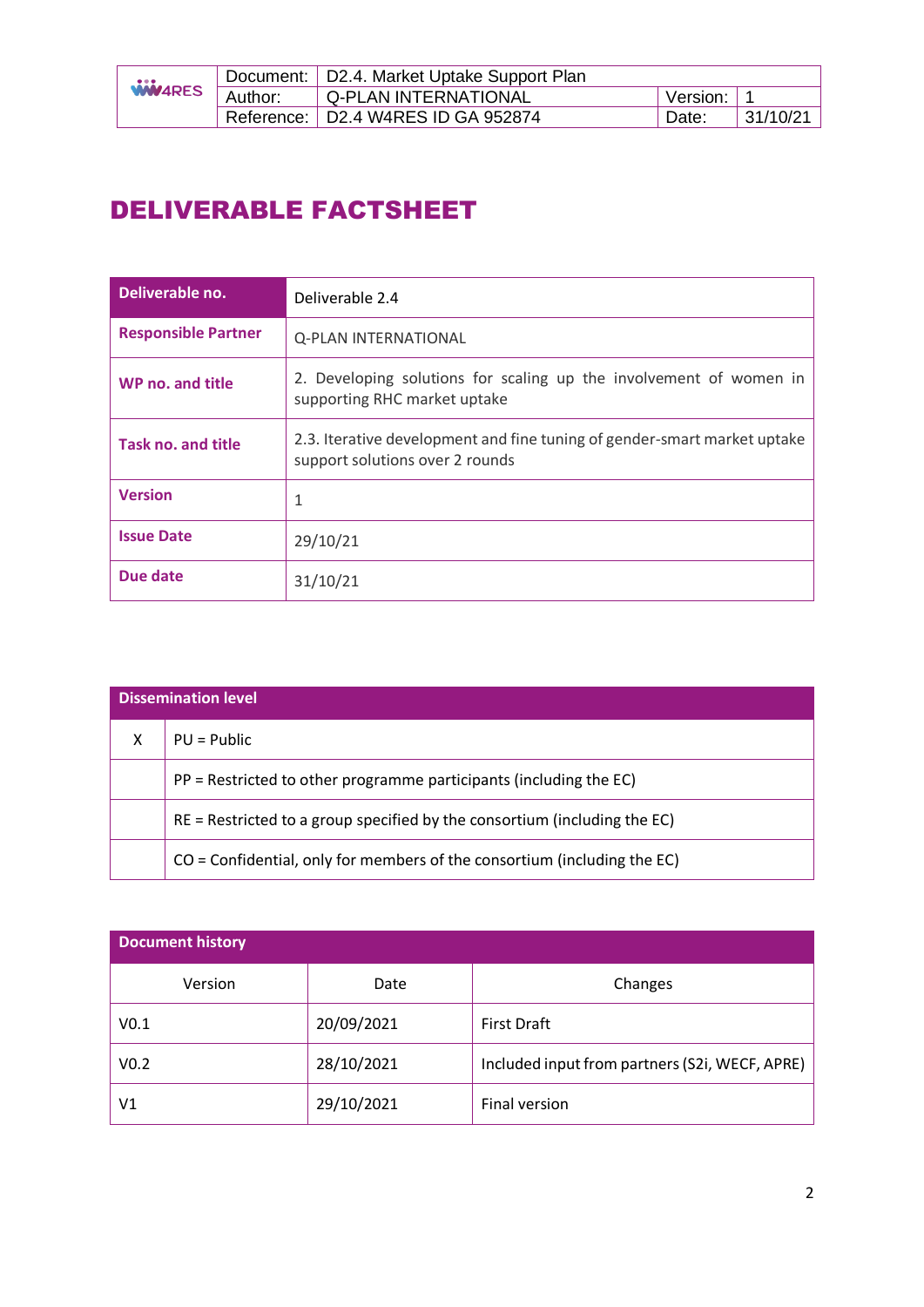# DELIVERABLE FACTSHEET

| Deliverable no. | Deliverable 2.4 |
|---|---|
| Responsible Partner | Q-PLAN INTERNATIONAL |
| WP no. and title | 2. Developing solutions for scaling up the involvement of women in supporting RHC market uptake |
| Task no. and title | 2.3. Iterative development and fine tuning of gender-smart market uptake support solutions over 2 rounds |
| Version | 1 |
| Issue Date | 29/10/21 |
| Due date | 31/10/21 |

| Dissemination level | |
|---|---|
| X | PU = Public |
| | PP = Restricted to other programme participants (including the EC) |
| | RE = Restricted to a group specified by the consortium (including the EC) |
| | CO = Confidential, only for members of the consortium (including the EC) |

| Document history | | |
|---|---|---|
| Version | Date | Changes |
| V0.1 | 20/09/2021 | First Draft |
| V0.2 | 28/10/2021 | Included input from partners (S2i, WECF, APRE) |
| V1 | 29/10/2021 | Final version |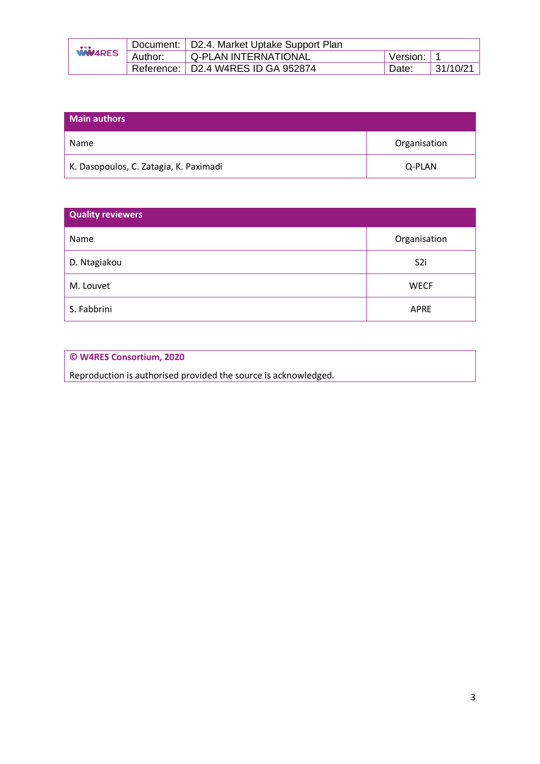| Main authors | |
|---|---|
| Name | Organisation |
| K. Dasopoulos, C. Zatagia, K. Paximadi | Q-PLAN |

| Quality reviewers | |
|---|---|
| Name | Organisation |
| D. Ntagiakou | S2i |
| M. Louvet | WECF |
| S. Fabbrini | APRE |

**© W4RES Consortium, 2020**

Reproduction is authorised provided the source is acknowledged.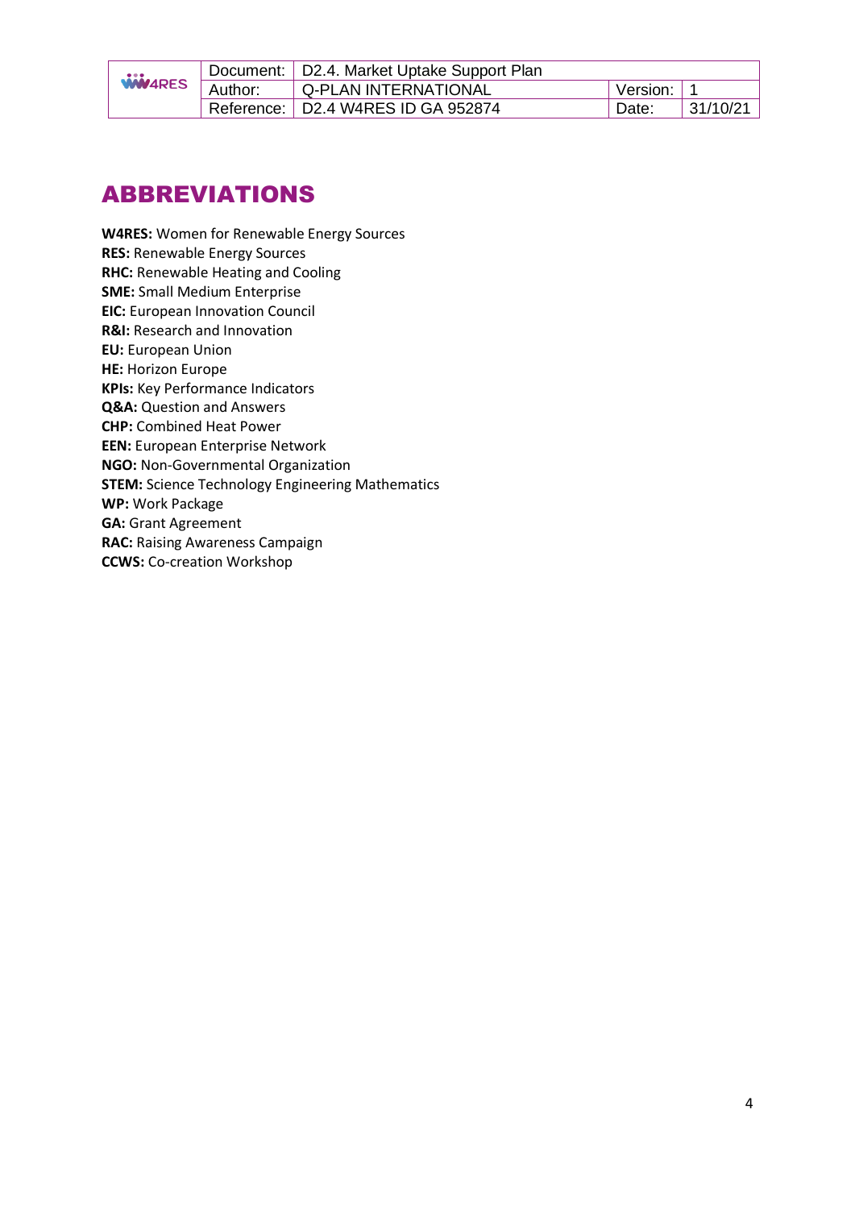# ABBREVIATIONS

**W4RES:** Women for Renewable Energy Sources
**RES:** Renewable Energy Sources
**RHC:** Renewable Heating and Cooling
**SME:** Small Medium Enterprise
**EIC:** European Innovation Council
**R&I:** Research and Innovation
**EU:** European Union
**HE:** Horizon Europe
**KPIs:** Key Performance Indicators
**Q&A:** Question and Answers
**CHP:** Combined Heat Power
**EEN:** European Enterprise Network
**NGO:** Non-Governmental Organization
**STEM:** Science Technology Engineering Mathematics
**WP:** Work Package
**GA:** Grant Agreement
**RAC:** Raising Awareness Campaign
**CCWS:** Co-creation Workshop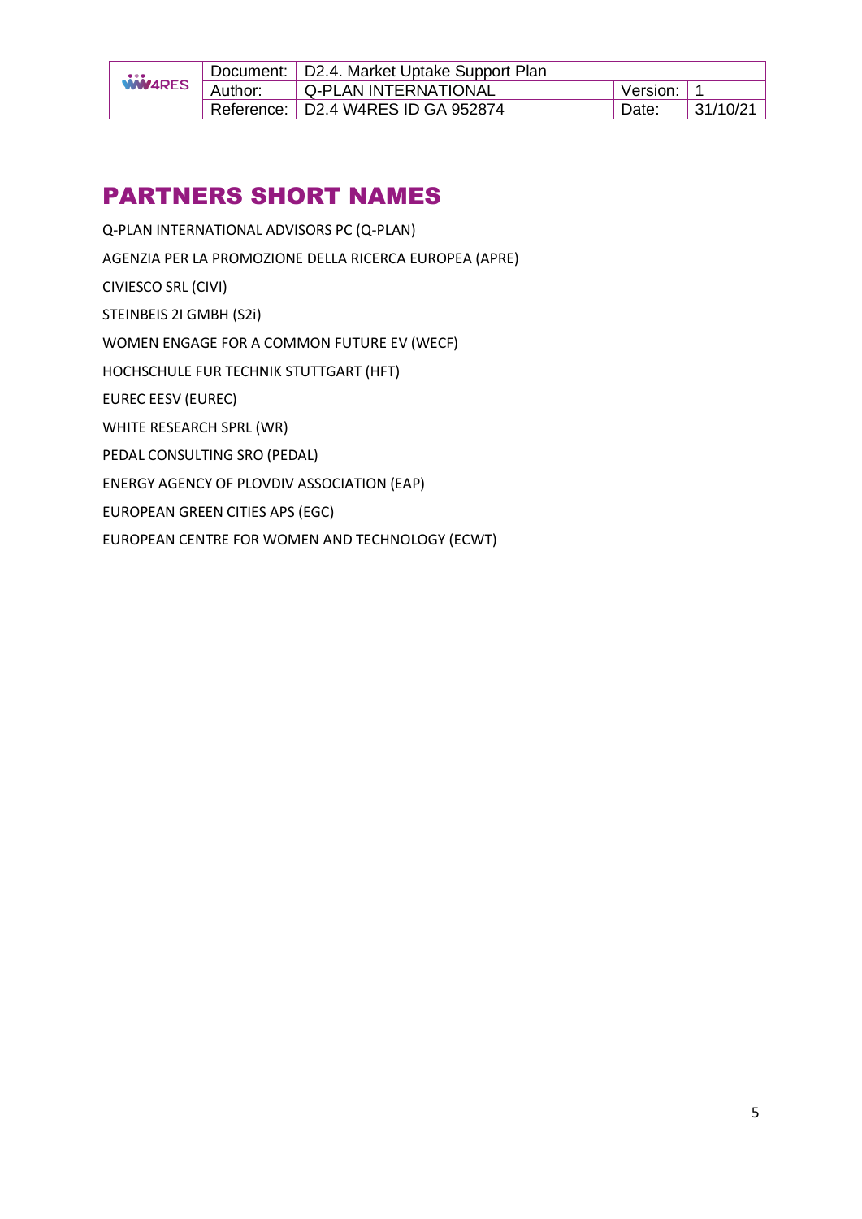# PARTNERS SHORT NAMES

Q-PLAN INTERNATIONAL ADVISORS PC (Q-PLAN)

AGENZIA PER LA PROMOZIONE DELLA RICERCA EUROPEA (APRE)

CIVIESCO SRL (CIVI)

STEINBEIS 2I GMBH (S2i)

WOMEN ENGAGE FOR A COMMON FUTURE EV (WECF)

HOCHSCHULE FUR TECHNIK STUTTGART (HFT)

EUREC EESV (EUREC)

WHITE RESEARCH SPRL (WR)

PEDAL CONSULTING SRO (PEDAL)

ENERGY AGENCY OF PLOVDIV ASSOCIATION (EAP)

EUROPEAN GREEN CITIES APS (EGC)

EUROPEAN CENTRE FOR WOMEN AND TECHNOLOGY (ECWT)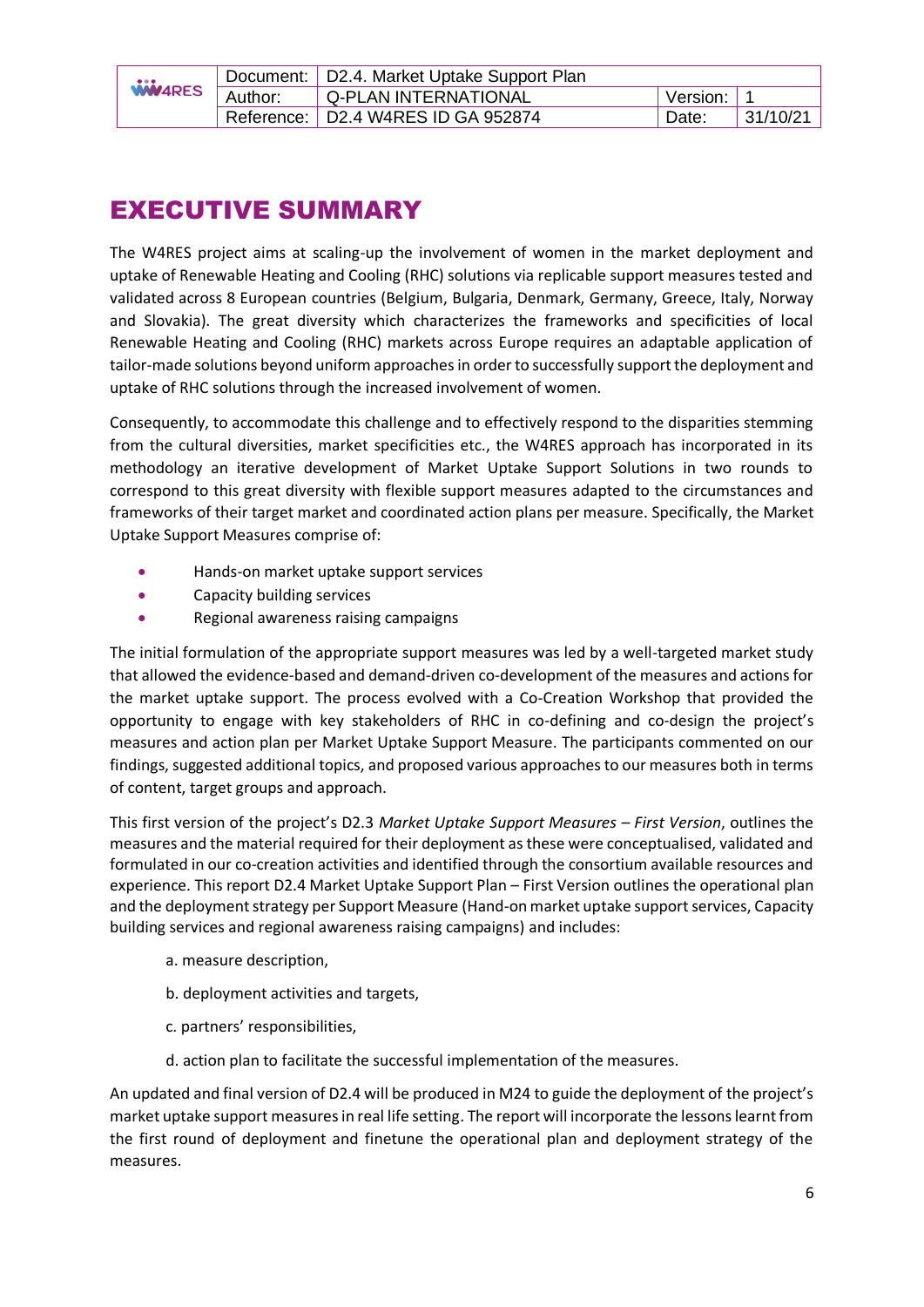# EXECUTIVE SUMMARY

The W4RES project aims at scaling-up the involvement of women in the market deployment and uptake of Renewable Heating and Cooling (RHC) solutions via replicable support measures tested and validated across 8 European countries (Belgium, Bulgaria, Denmark, Germany, Greece, Italy, Norway and Slovakia). The great diversity which characterizes the frameworks and specificities of local Renewable Heating and Cooling (RHC) markets across Europe requires an adaptable application of tailor-made solutions beyond uniform approaches in order to successfully support the deployment and uptake of RHC solutions through the increased involvement of women.

Consequently, to accommodate this challenge and to effectively respond to the disparities stemming from the cultural diversities, market specificities etc., the W4RES approach has incorporated in its methodology an iterative development of Market Uptake Support Solutions in two rounds to correspond to this great diversity with flexible support measures adapted to the circumstances and frameworks of their target market and coordinated action plans per measure. Specifically, the Market Uptake Support Measures comprise of:

- Hands-on market uptake support services
- Capacity building services
- Regional awareness raising campaigns

The initial formulation of the appropriate support measures was led by a well-targeted market study that allowed the evidence-based and demand-driven co-development of the measures and actions for the market uptake support. The process evolved with a Co-Creation Workshop that provided the opportunity to engage with key stakeholders of RHC in co-defining and co-design the project's measures and action plan per Market Uptake Support Measure. The participants commented on our findings, suggested additional topics, and proposed various approaches to our measures both in terms of content, target groups and approach.

This first version of the project's D2.3 *Market Uptake Support Measures – First Version*, outlines the measures and the material required for their deployment as these were conceptualised, validated and formulated in our co-creation activities and identified through the consortium available resources and experience. This report D2.4 Market Uptake Support Plan – First Version outlines the operational plan and the deployment strategy per Support Measure (Hand-on market uptake support services, Capacity building services and regional awareness raising campaigns) and includes:

a. measure description,

b. deployment activities and targets,

c. partners' responsibilities,

d. action plan to facilitate the successful implementation of the measures.

An updated and final version of D2.4 will be produced in M24 to guide the deployment of the project's market uptake support measures in real life setting. The report will incorporate the lessons learnt from the first round of deployment and finetune the operational plan and deployment strategy of the measures.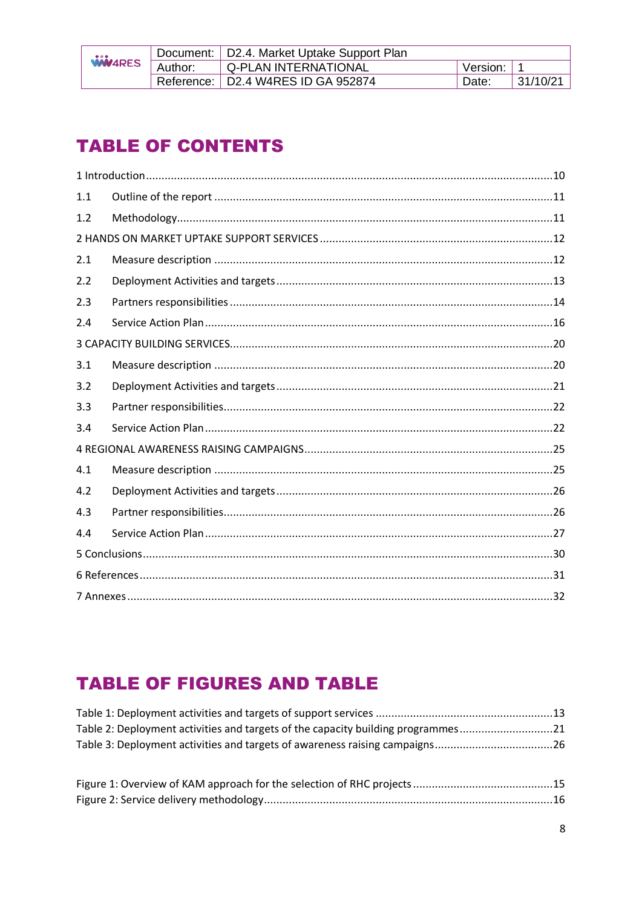# TABLE OF CONTENTS

1 Introduction ..... 10

1.1 Outline of the report ..... 11

1.2 Methodology ..... 11

2 HANDS ON MARKET UPTAKE SUPPORT SERVICES ..... 12

2.1 Measure description ..... 12

2.2 Deployment Activities and targets ..... 13

2.3 Partners responsibilities ..... 14

2.4 Service Action Plan ..... 16

3 CAPACITY BUILDING SERVICES ..... 20

3.1 Measure description ..... 20

3.2 Deployment Activities and targets ..... 21

3.3 Partner responsibilities ..... 22

3.4 Service Action Plan ..... 22

4 REGIONAL AWARENESS RAISING CAMPAIGNS ..... 25

4.1 Measure description ..... 25

4.2 Deployment Activities and targets ..... 26

4.3 Partner responsibilities ..... 26

4.4 Service Action Plan ..... 27

5 Conclusions ..... 30

6 References ..... 31

7 Annexes ..... 32

# TABLE OF FIGURES AND TABLE

Table 1: Deployment activities and targets of support services ..... 13

Table 2: Deployment activities and targets of the capacity building programmes ..... 21

Table 3: Deployment activities and targets of awareness raising campaigns ..... 26

Figure 1: Overview of KAM approach for the selection of RHC projects ..... 15

Figure 2: Service delivery methodology ..... 16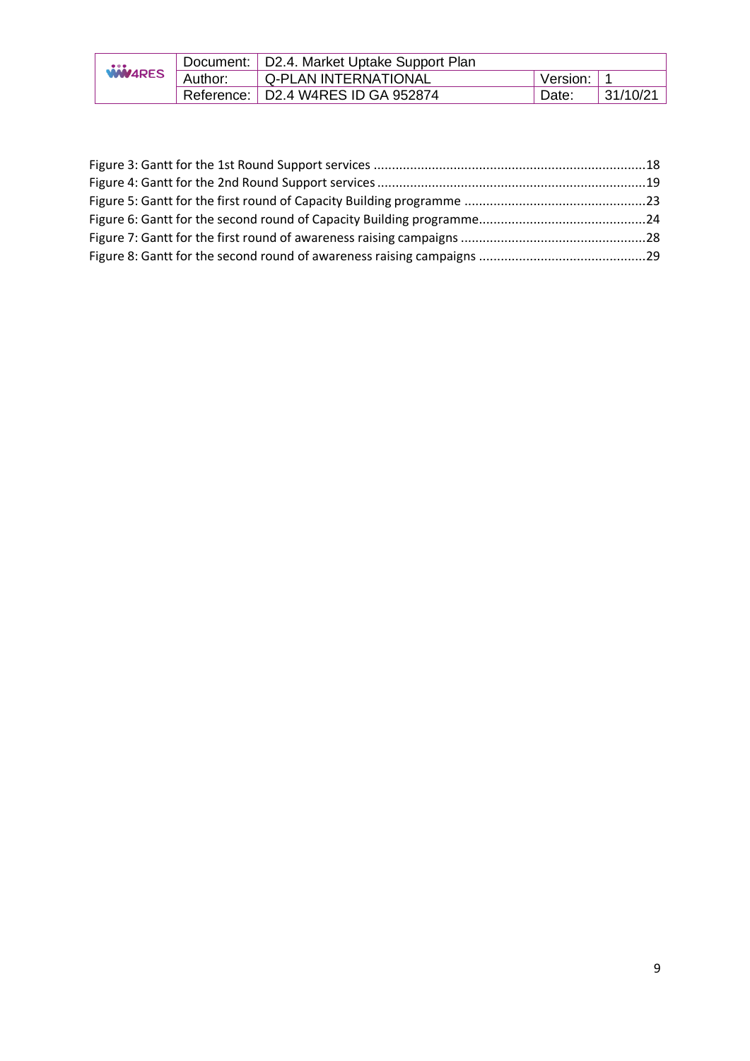Figure 3: Gantt for the 1st Round Support services ..........................................................................18
Figure 4: Gantt for the 2nd Round Support services ..........................................................................19
Figure 5: Gantt for the first round of Capacity Building programme ..................................................23
Figure 6: Gantt for the second round of Capacity Building programme..............................................24
Figure 7: Gantt for the first round of awareness raising campaigns ...................................................28
Figure 8: Gantt for the second round of awareness raising campaigns ..............................................29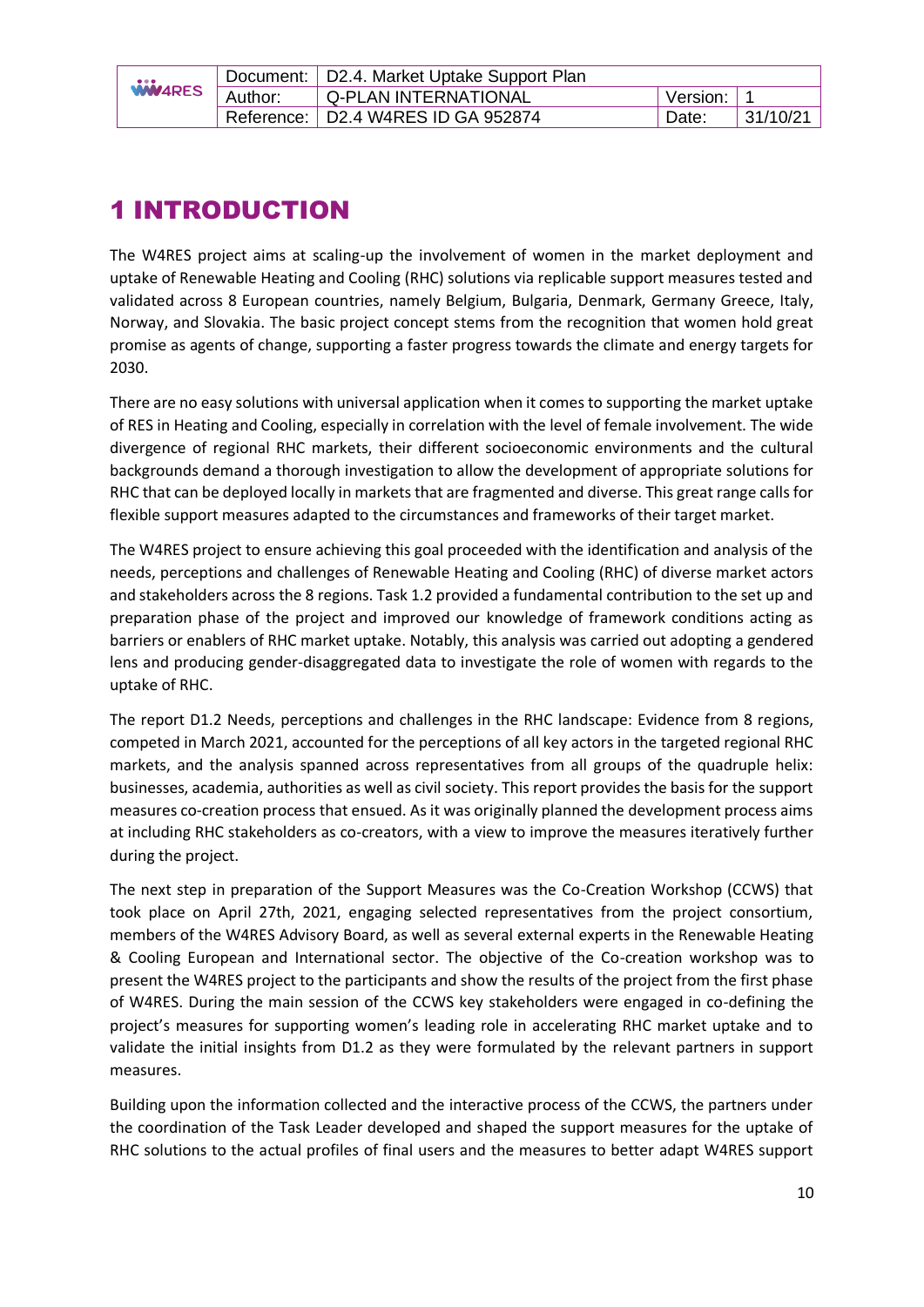# 1 INTRODUCTION

The W4RES project aims at scaling-up the involvement of women in the market deployment and uptake of Renewable Heating and Cooling (RHC) solutions via replicable support measures tested and validated across 8 European countries, namely Belgium, Bulgaria, Denmark, Germany Greece, Italy, Norway, and Slovakia. The basic project concept stems from the recognition that women hold great promise as agents of change, supporting a faster progress towards the climate and energy targets for 2030.

There are no easy solutions with universal application when it comes to supporting the market uptake of RES in Heating and Cooling, especially in correlation with the level of female involvement. The wide divergence of regional RHC markets, their different socioeconomic environments and the cultural backgrounds demand a thorough investigation to allow the development of appropriate solutions for RHC that can be deployed locally in markets that are fragmented and diverse. This great range calls for flexible support measures adapted to the circumstances and frameworks of their target market.

The W4RES project to ensure achieving this goal proceeded with the identification and analysis of the needs, perceptions and challenges of Renewable Heating and Cooling (RHC) of diverse market actors and stakeholders across the 8 regions. Task 1.2 provided a fundamental contribution to the set up and preparation phase of the project and improved our knowledge of framework conditions acting as barriers or enablers of RHC market uptake. Notably, this analysis was carried out adopting a gendered lens and producing gender-disaggregated data to investigate the role of women with regards to the uptake of RHC.

The report D1.2 Needs, perceptions and challenges in the RHC landscape: Evidence from 8 regions, competed in March 2021, accounted for the perceptions of all key actors in the targeted regional RHC markets, and the analysis spanned across representatives from all groups of the quadruple helix: businesses, academia, authorities as well as civil society. This report provides the basis for the support measures co-creation process that ensued. As it was originally planned the development process aims at including RHC stakeholders as co-creators, with a view to improve the measures iteratively further during the project.

The next step in preparation of the Support Measures was the Co-Creation Workshop (CCWS) that took place on April 27th, 2021, engaging selected representatives from the project consortium, members of the W4RES Advisory Board, as well as several external experts in the Renewable Heating & Cooling European and International sector. The objective of the Co-creation workshop was to present the W4RES project to the participants and show the results of the project from the first phase of W4RES. During the main session of the CCWS key stakeholders were engaged in co-defining the project's measures for supporting women's leading role in accelerating RHC market uptake and to validate the initial insights from D1.2 as they were formulated by the relevant partners in support measures.

Building upon the information collected and the interactive process of the CCWS, the partners under the coordination of the Task Leader developed and shaped the support measures for the uptake of RHC solutions to the actual profiles of final users and the measures to better adapt W4RES support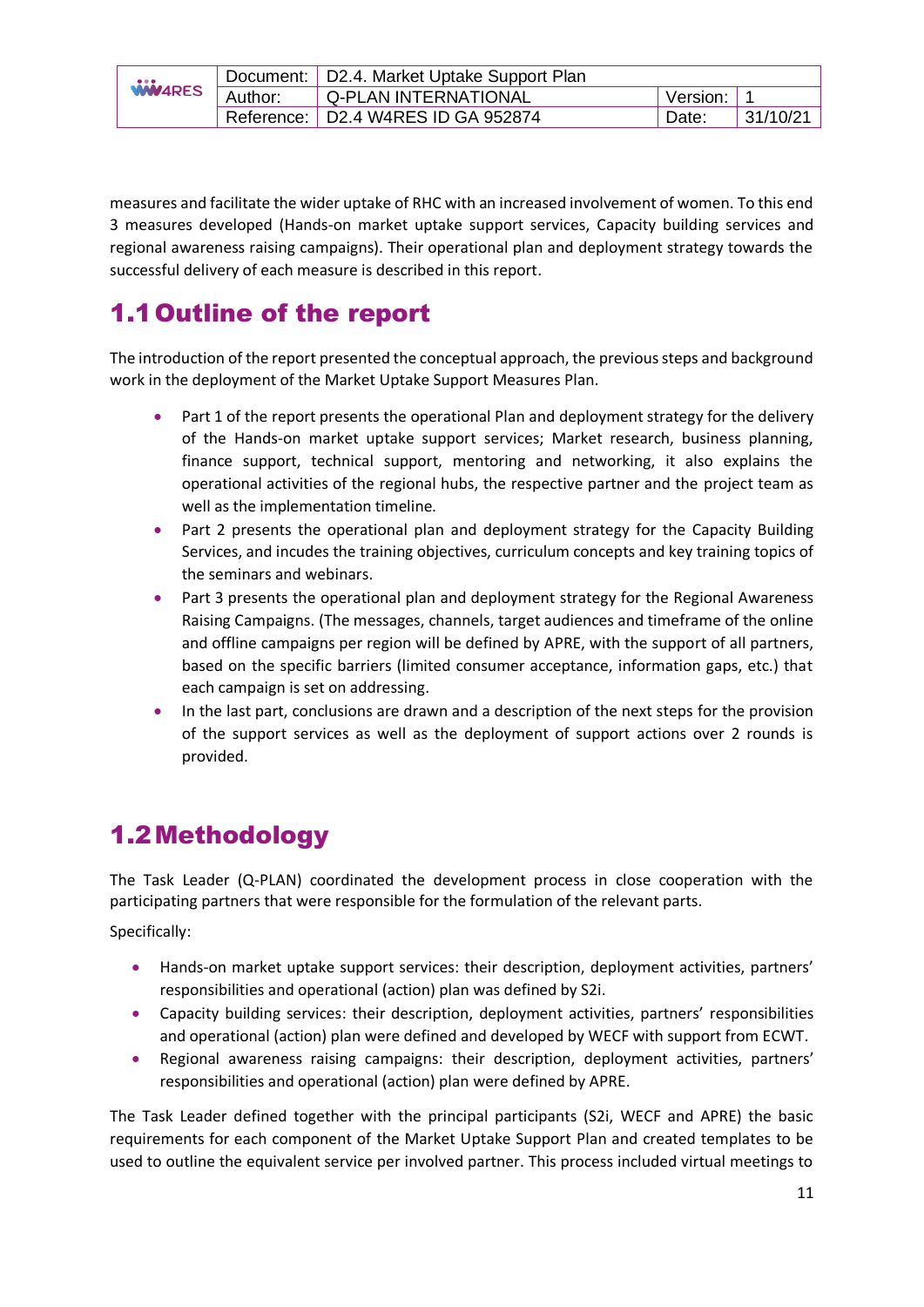measures and facilitate the wider uptake of RHC with an increased involvement of women. To this end 3 measures developed (Hands-on market uptake support services, Capacity building services and regional awareness raising campaigns). Their operational plan and deployment strategy towards the successful delivery of each measure is described in this report.

## 1.1 Outline of the report

The introduction of the report presented the conceptual approach, the previous steps and background work in the deployment of the Market Uptake Support Measures Plan.

- Part 1 of the report presents the operational Plan and deployment strategy for the delivery of the Hands-on market uptake support services; Market research, business planning, finance support, technical support, mentoring and networking, it also explains the operational activities of the regional hubs, the respective partner and the project team as well as the implementation timeline.
- Part 2 presents the operational plan and deployment strategy for the Capacity Building Services, and incudes the training objectives, curriculum concepts and key training topics of the seminars and webinars.
- Part 3 presents the operational plan and deployment strategy for the Regional Awareness Raising Campaigns. (The messages, channels, target audiences and timeframe of the online and offline campaigns per region will be defined by APRE, with the support of all partners, based on the specific barriers (limited consumer acceptance, information gaps, etc.) that each campaign is set on addressing.
- In the last part, conclusions are drawn and a description of the next steps for the provision of the support services as well as the deployment of support actions over 2 rounds is provided.

## 1.2 Methodology

The Task Leader (Q-PLAN) coordinated the development process in close cooperation with the participating partners that were responsible for the formulation of the relevant parts.

Specifically:

- Hands-on market uptake support services: their description, deployment activities, partners' responsibilities and operational (action) plan was defined by S2i.
- Capacity building services: their description, deployment activities, partners' responsibilities and operational (action) plan were defined and developed by WECF with support from ECWT.
- Regional awareness raising campaigns: their description, deployment activities, partners' responsibilities and operational (action) plan were defined by APRE.

The Task Leader defined together with the principal participants (S2i, WECF and APRE) the basic requirements for each component of the Market Uptake Support Plan and created templates to be used to outline the equivalent service per involved partner. This process included virtual meetings to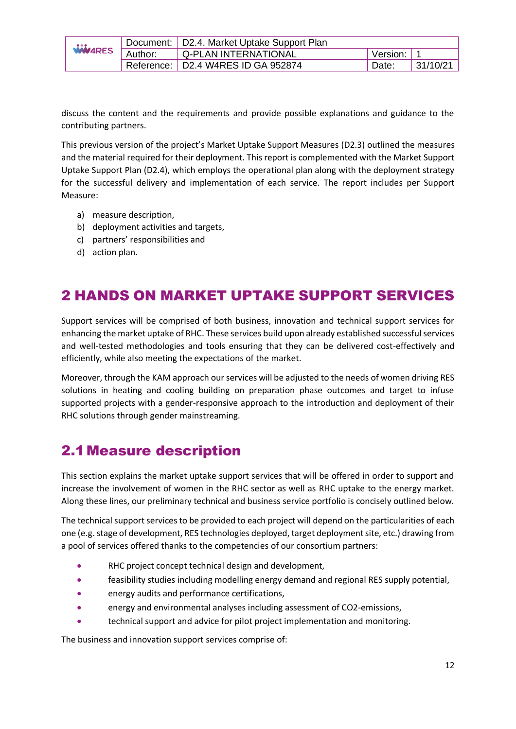discuss the content and the requirements and provide possible explanations and guidance to the contributing partners.

This previous version of the project's Market Uptake Support Measures (D2.3) outlined the measures and the material required for their deployment. This report is complemented with the Market Support Uptake Support Plan (D2.4), which employs the operational plan along with the deployment strategy for the successful delivery and implementation of each service. The report includes per Support Measure:

a) measure description,
b) deployment activities and targets,
c) partners' responsibilities and
d) action plan.

# 2 HANDS ON MARKET UPTAKE SUPPORT SERVICES

Support services will be comprised of both business, innovation and technical support services for enhancing the market uptake of RHC. These services build upon already established successful services and well-tested methodologies and tools ensuring that they can be delivered cost-effectively and efficiently, while also meeting the expectations of the market.

Moreover, through the KAM approach our services will be adjusted to the needs of women driving RES solutions in heating and cooling building on preparation phase outcomes and target to infuse supported projects with a gender-responsive approach to the introduction and deployment of their RHC solutions through gender mainstreaming.

## 2.1 Measure description

This section explains the market uptake support services that will be offered in order to support and increase the involvement of women in the RHC sector as well as RHC uptake to the energy market. Along these lines, our preliminary technical and business service portfolio is concisely outlined below.

The technical support services to be provided to each project will depend on the particularities of each one (e.g. stage of development, RES technologies deployed, target deployment site, etc.) drawing from a pool of services offered thanks to the competencies of our consortium partners:

- RHC project concept technical design and development,
- feasibility studies including modelling energy demand and regional RES supply potential,
- energy audits and performance certifications,
- energy and environmental analyses including assessment of $CO_2$-emissions,
- technical support and advice for pilot project implementation and monitoring.

The business and innovation support services comprise of: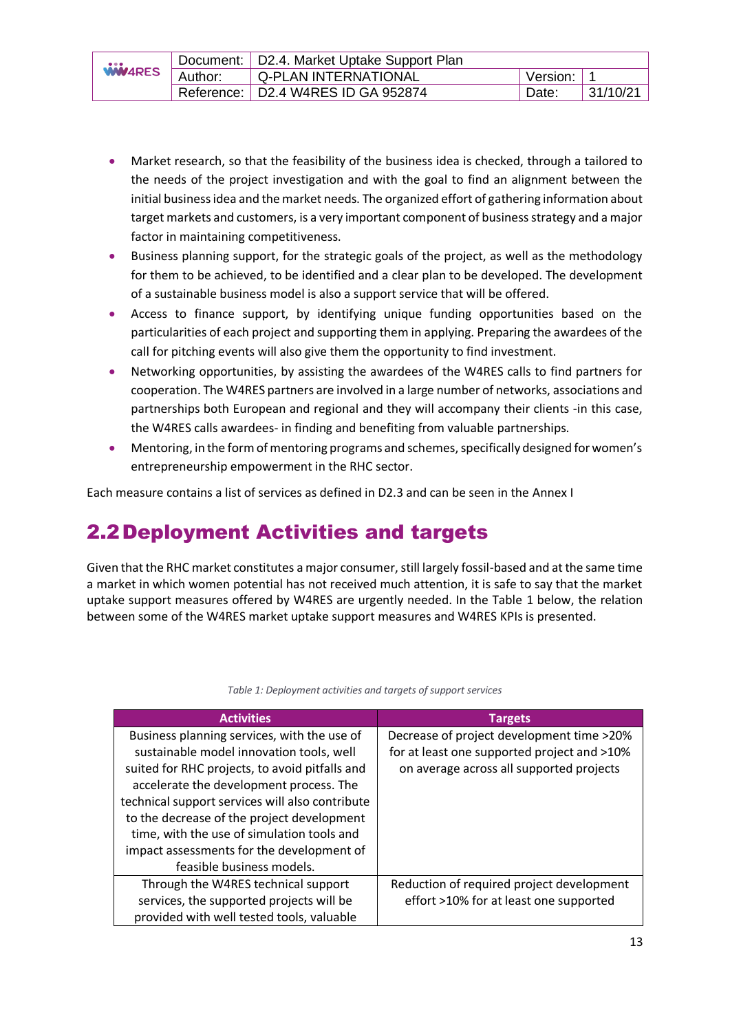- Market research, so that the feasibility of the business idea is checked, through a tailored to the needs of the project investigation and with the goal to find an alignment between the initial business idea and the market needs. The organized effort of gathering information about target markets and customers, is a very important component of business strategy and a major factor in maintaining competitiveness.
- Business planning support, for the strategic goals of the project, as well as the methodology for them to be achieved, to be identified and a clear plan to be developed. The development of a sustainable business model is also a support service that will be offered.
- Access to finance support, by identifying unique funding opportunities based on the particularities of each project and supporting them in applying. Preparing the awardees of the call for pitching events will also give them the opportunity to find investment.
- Networking opportunities, by assisting the awardees of the W4RES calls to find partners for cooperation. The W4RES partners are involved in a large number of networks, associations and partnerships both European and regional and they will accompany their clients -in this case, the W4RES calls awardees- in finding and benefiting from valuable partnerships.
- Mentoring, in the form of mentoring programs and schemes, specifically designed for women's entrepreneurship empowerment in the RHC sector.

Each measure contains a list of services as defined in D2.3 and can be seen in the Annex I

## 2.2 Deployment Activities and targets

Given that the RHC market constitutes a major consumer, still largely fossil-based and at the same time a market in which women potential has not received much attention, it is safe to say that the market uptake support measures offered by W4RES are urgently needed. In the Table 1 below, the relation between some of the W4RES market uptake support measures and W4RES KPIs is presented.

*Table 1: Deployment activities and targets of support services*

| Activities | Targets |
|---|---|
| Business planning services, with the use of sustainable model innovation tools, well suited for RHC projects, to avoid pitfalls and accelerate the development process. The technical support services will also contribute to the decrease of the project development time, with the use of simulation tools and impact assessments for the development of feasible business models. | Decrease of project development time >20% for at least one supported project and >10% on average across all supported projects |
| Through the W4RES technical support services, the supported projects will be provided with well tested tools, valuable | Reduction of required project development effort >10% for at least one supported |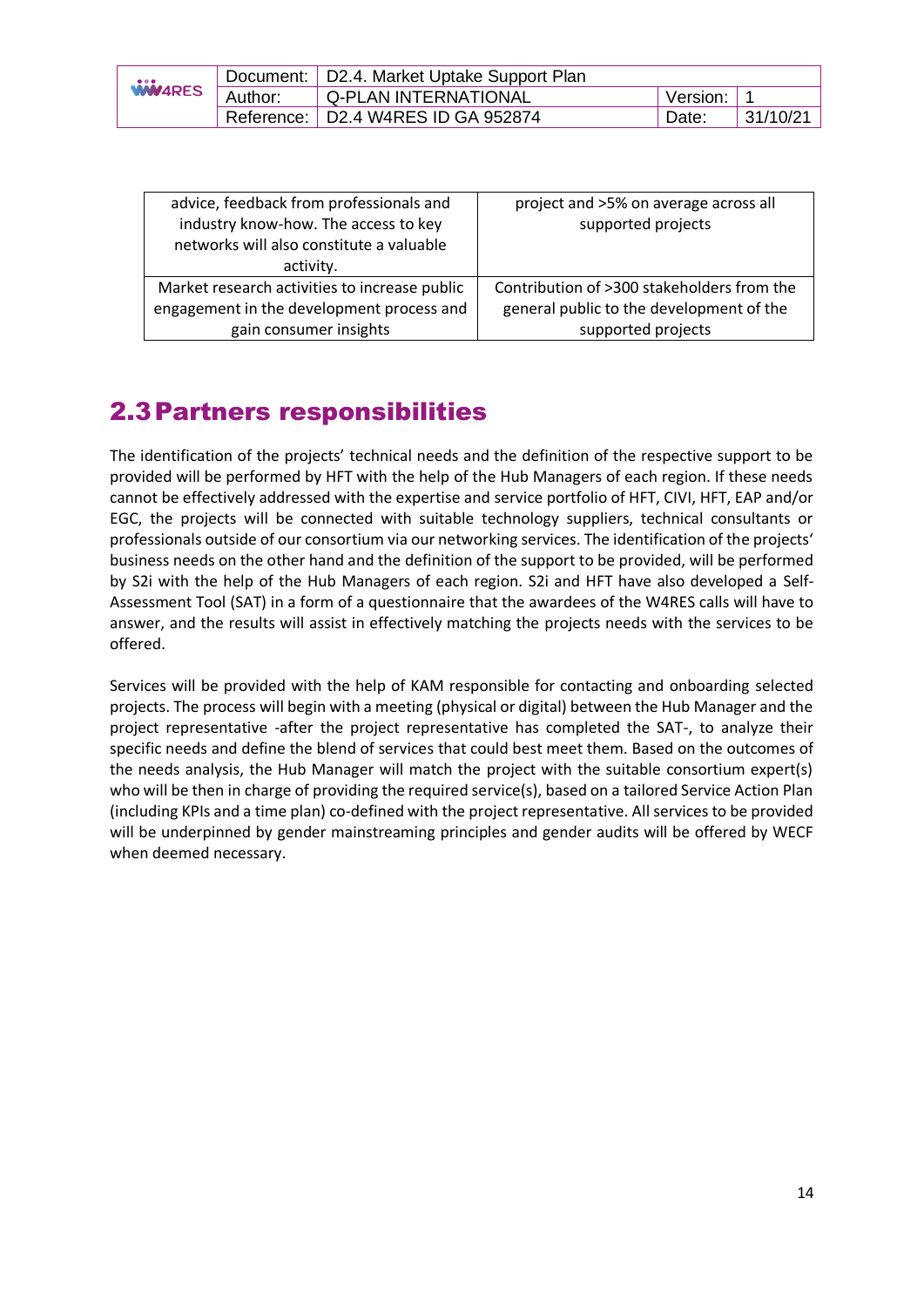| | |
|---|---|
| advice, feedback from professionals and industry know-how. The access to key networks will also constitute a valuable activity. | project and >5% on average across all supported projects |
| Market research activities to increase public engagement in the development process and gain consumer insights | Contribution of >300 stakeholders from the general public to the development of the supported projects |

## 2.3 Partners responsibilities

The identification of the projects' technical needs and the definition of the respective support to be provided will be performed by HFT with the help of the Hub Managers of each region. If these needs cannot be effectively addressed with the expertise and service portfolio of HFT, CIVI, HFT, EAP and/or EGC, the projects will be connected with suitable technology suppliers, technical consultants or professionals outside of our consortium via our networking services. The identification of the projects' business needs on the other hand and the definition of the support to be provided, will be performed by S2i with the help of the Hub Managers of each region. S2i and HFT have also developed a Self-Assessment Tool (SAT) in a form of a questionnaire that the awardees of the W4RES calls will have to answer, and the results will assist in effectively matching the projects needs with the services to be offered.

Services will be provided with the help of KAM responsible for contacting and onboarding selected projects. The process will begin with a meeting (physical or digital) between the Hub Manager and the project representative -after the project representative has completed the SAT-, to analyze their specific needs and define the blend of services that could best meet them. Based on the outcomes of the needs analysis, the Hub Manager will match the project with the suitable consortium expert(s) who will be then in charge of providing the required service(s), based on a tailored Service Action Plan (including KPIs and a time plan) co-defined with the project representative. All services to be provided will be underpinned by gender mainstreaming principles and gender audits will be offered by WECF when deemed necessary.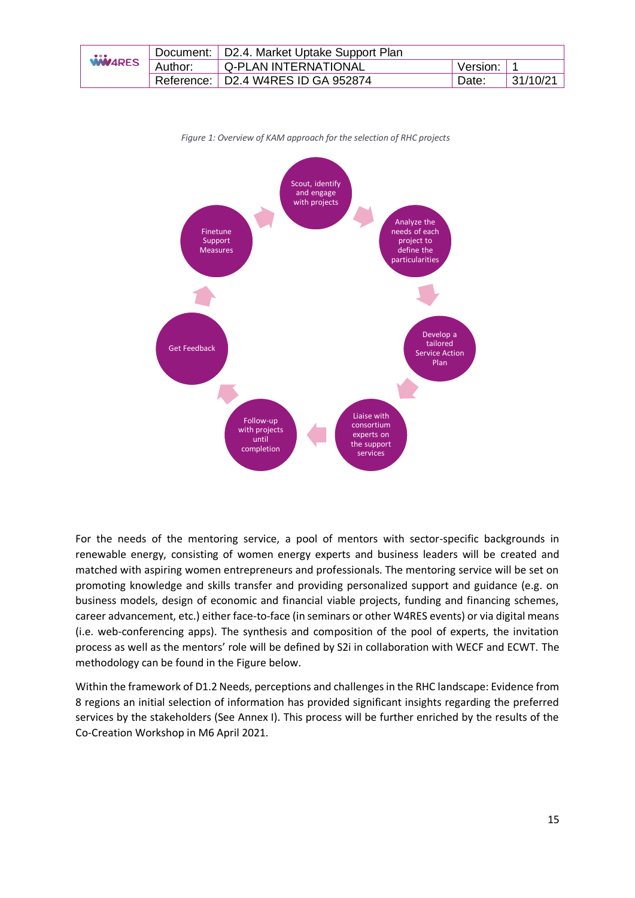*Figure 1: Overview of KAM approach for the selection of RHC projects*

Scout, identify and engage with projects

Analyze the needs of each project to define the particularities

Develop a tailored Service Action Plan

Liaise with consortium experts on the support services

Follow-up with projects until completion

Get Feedback

Finetune Support Measures

For the needs of the mentoring service, a pool of mentors with sector-specific backgrounds in renewable energy, consisting of women energy experts and business leaders will be created and matched with aspiring women entrepreneurs and professionals. The mentoring service will be set on promoting knowledge and skills transfer and providing personalized support and guidance (e.g. on business models, design of economic and financial viable projects, funding and financing schemes, career advancement, etc.) either face-to-face (in seminars or other W4RES events) or via digital means (i.e. web-conferencing apps). The synthesis and composition of the pool of experts, the invitation process as well as the mentors' role will be defined by S2i in collaboration with WECF and ECWT. The methodology can be found in the Figure below.

Within the framework of D1.2 Needs, perceptions and challenges in the RHC landscape: Evidence from 8 regions an initial selection of information has provided significant insights regarding the preferred services by the stakeholders (See Annex I). This process will be further enriched by the results of the Co-Creation Workshop in M6 April 2021.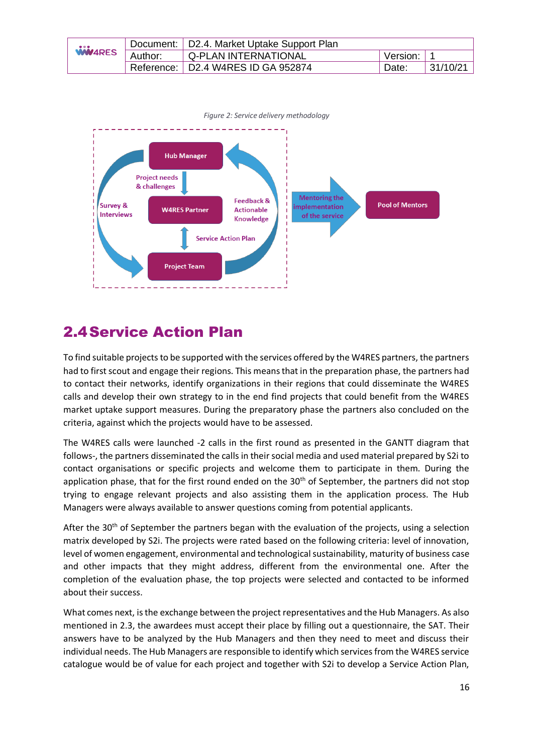*Figure 2: Service delivery methodology*

Hub Manager

Project needs & challenges

Survey & Interviews

W4RES Partner

Feedback & Actionable Knowledge

Service Action Plan

Project Team

Mentoring the implementation of the service

Pool of Mentors

## 2.4 Service Action Plan

To find suitable projects to be supported with the services offered by the W4RES partners, the partners had to first scout and engage their regions. This means that in the preparation phase, the partners had to contact their networks, identify organizations in their regions that could disseminate the W4RES calls and develop their own strategy to in the end find projects that could benefit from the W4RES market uptake support measures. During the preparatory phase the partners also concluded on the criteria, against which the projects would have to be assessed.

The W4RES calls were launched -2 calls in the first round as presented in the GANTT diagram that follows-, the partners disseminated the calls in their social media and used material prepared by S2i to contact organisations or specific projects and welcome them to participate in them. During the application phase, that for the first round ended on the 30th of September, the partners did not stop trying to engage relevant projects and also assisting them in the application process. The Hub Managers were always available to answer questions coming from potential applicants.

After the 30th of September the partners began with the evaluation of the projects, using a selection matrix developed by S2i. The projects were rated based on the following criteria: level of innovation, level of women engagement, environmental and technological sustainability, maturity of business case and other impacts that they might address, different from the environmental one. After the completion of the evaluation phase, the top projects were selected and contacted to be informed about their success.

What comes next, is the exchange between the project representatives and the Hub Managers. As also mentioned in 2.3, the awardees must accept their place by filling out a questionnaire, the SAT. Their answers have to be analyzed by the Hub Managers and then they need to meet and discuss their individual needs. The Hub Managers are responsible to identify which services from the W4RES service catalogue would be of value for each project and together with S2i to develop a Service Action Plan,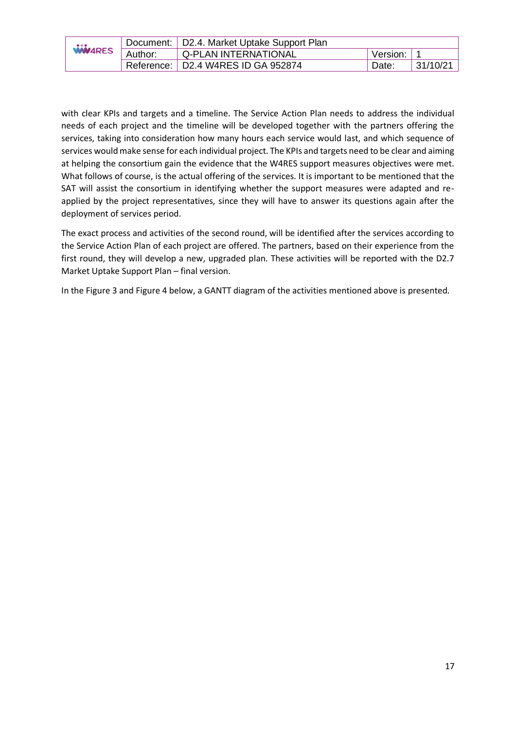with clear KPIs and targets and a timeline. The Service Action Plan needs to address the individual needs of each project and the timeline will be developed together with the partners offering the services, taking into consideration how many hours each service would last, and which sequence of services would make sense for each individual project. The KPIs and targets need to be clear and aiming at helping the consortium gain the evidence that the W4RES support measures objectives were met. What follows of course, is the actual offering of the services. It is important to be mentioned that the SAT will assist the consortium in identifying whether the support measures were adapted and re-applied by the project representatives, since they will have to answer its questions again after the deployment of services period.

The exact process and activities of the second round, will be identified after the services according to the Service Action Plan of each project are offered. The partners, based on their experience from the first round, they will develop a new, upgraded plan. These activities will be reported with the D2.7 Market Uptake Support Plan – final version.

In the Figure 3 and Figure 4 below, a GANTT diagram of the activities mentioned above is presented.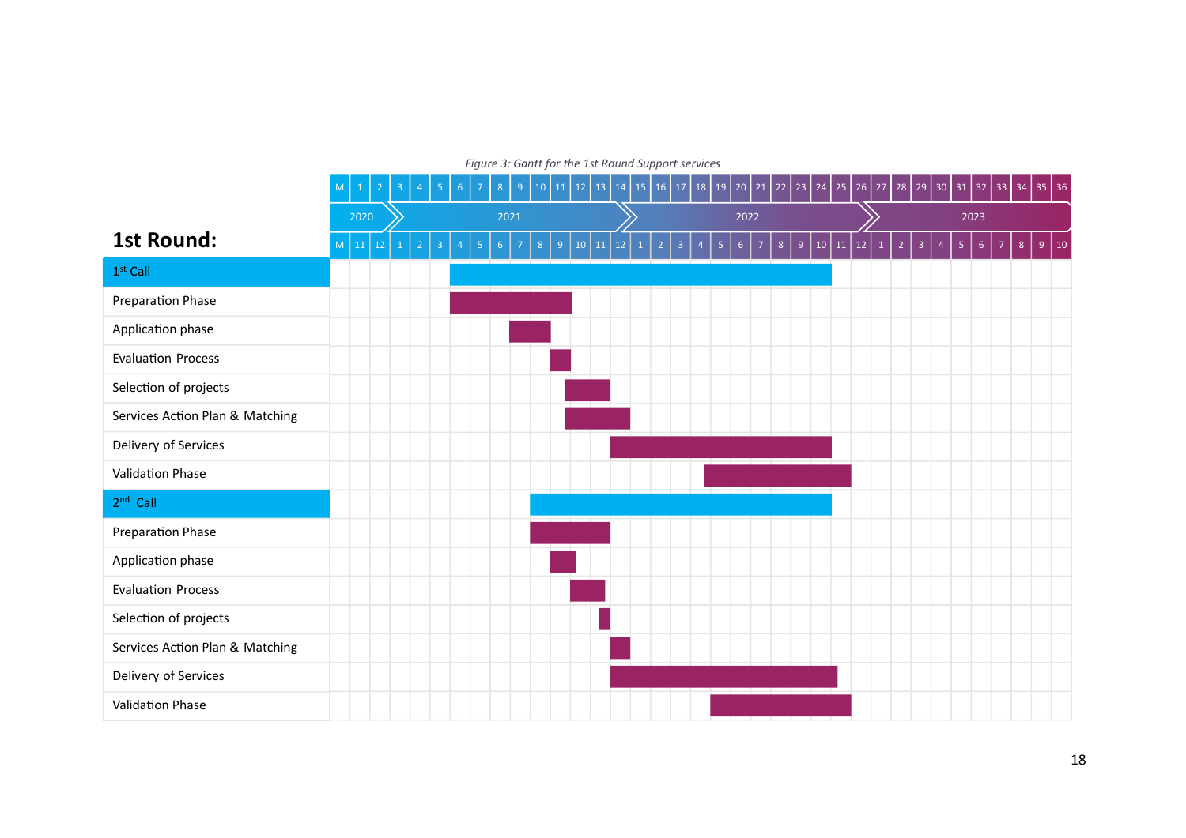*Figure 3: Gantt for the 1st Round Support services*

## 1st Round:

| Activity | Period |
|---|---|
| **1st Call** | M6 (Apr 2021) – M24 (Oct 2022) |
| Preparation Phase | M6 (Apr 2021) – M11 (Sep 2021) |
| Application phase | M9 (Jul 2021) – M10 (Aug 2021) |
| Evaluation Process | M11 (Sep 2021) |
| Selection of projects | M12 (Oct 2021) – M13 (Nov 2021) |
| Services Action Plan & Matching | M12 (Oct 2021) – M14 (Dec 2021) |
| Delivery of Services | M14 (Dec 2021) – M24 (Oct 2022) |
| Validation Phase | M19 (May 2022) – M25 (Nov 2022) |
| **2nd Call** | M10 (Aug 2021) – M24 (Oct 2022) |
| Preparation Phase | M10 (Aug 2021) – M13 (Nov 2021) |
| Application phase | M11 (Sep 2021) – M12 (Oct 2021) |
| Evaluation Process | M12 (Oct 2021) – M13 (Nov 2021) |
| Selection of projects | M14 (Dec 2021) |
| Services Action Plan & Matching | M14 (Dec 2021) |
| Delivery of Services | M14 (Dec 2021) – M25 (Nov 2022) |
| Validation Phase | M19 (May 2022) – M25 (Nov 2022) |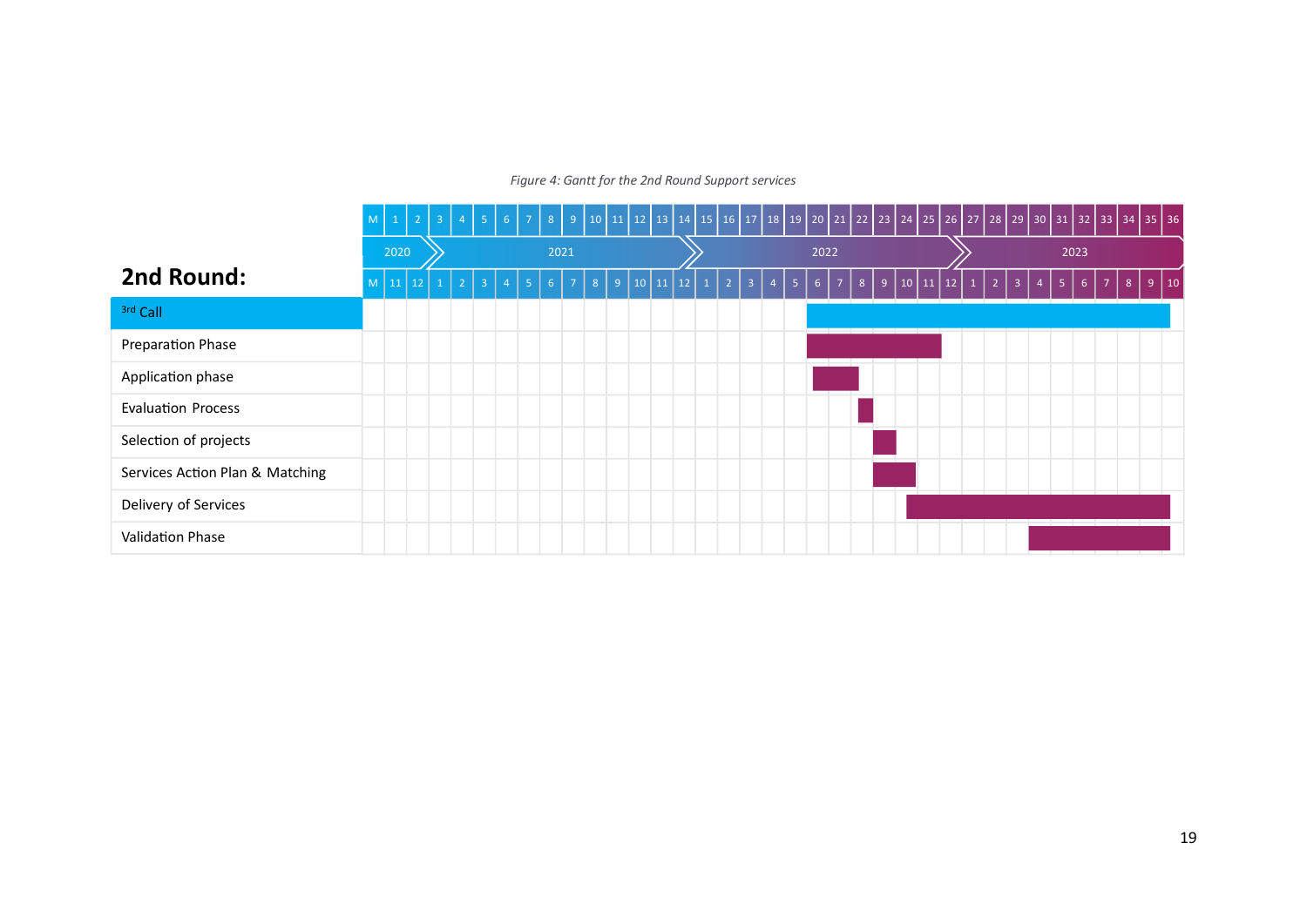*Figure 4: Gantt for the 2nd Round Support services*

## 2nd Round:

| | M 20–36 bars |
|---|---|
| 3rd Call | M20 – M36 |
| Preparation Phase | M20 – M25 |
| Application phase | M20 – M22 |
| Evaluation Process | M23 |
| Selection of projects | M24 |
| Services Action Plan & Matching | M24 – M25 |
| Delivery of Services | M26 – M36 |
| Validation Phase | M31 – M36 |

Timeline: M 1–36; 2020 (months 11, 12), 2021 (months 1–12), 2022 (months 1–12), 2023 (months 1–10).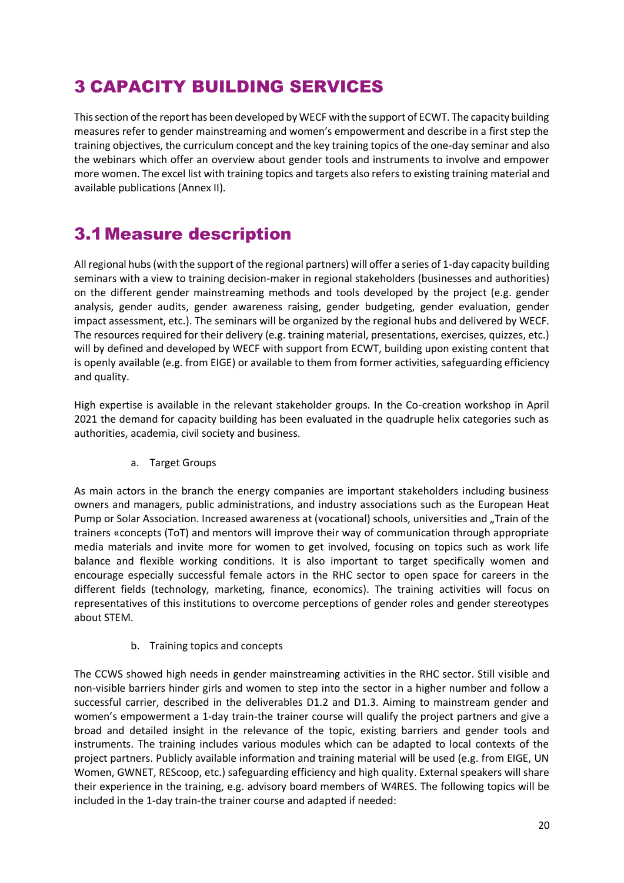# 3 CAPACITY BUILDING SERVICES

This section of the report has been developed by WECF with the support of ECWT. The capacity building measures refer to gender mainstreaming and women's empowerment and describe in a first step the training objectives, the curriculum concept and the key training topics of the one-day seminar and also the webinars which offer an overview about gender tools and instruments to involve and empower more women. The excel list with training topics and targets also refers to existing training material and available publications (Annex II).

## 3.1 Measure description

All regional hubs (with the support of the regional partners) will offer a series of 1-day capacity building seminars with a view to training decision-maker in regional stakeholders (businesses and authorities) on the different gender mainstreaming methods and tools developed by the project (e.g. gender analysis, gender audits, gender awareness raising, gender budgeting, gender evaluation, gender impact assessment, etc.). The seminars will be organized by the regional hubs and delivered by WECF. The resources required for their delivery (e.g. training material, presentations, exercises, quizzes, etc.) will by defined and developed by WECF with support from ECWT, building upon existing content that is openly available (e.g. from EIGE) or available to them from former activities, safeguarding efficiency and quality.

High expertise is available in the relevant stakeholder groups. In the Co-creation workshop in April 2021 the demand for capacity building has been evaluated in the quadruple helix categories such as authorities, academia, civil society and business.

a. Target Groups

As main actors in the branch the energy companies are important stakeholders including business owners and managers, public administrations, and industry associations such as the European Heat Pump or Solar Association. Increased awareness at (vocational) schools, universities and „Train of the trainers «concepts (ToT) and mentors will improve their way of communication through appropriate media materials and invite more for women to get involved, focusing on topics such as work life balance and flexible working conditions. It is also important to target specifically women and encourage especially successful female actors in the RHC sector to open space for careers in the different fields (technology, marketing, finance, economics). The training activities will focus on representatives of this institutions to overcome perceptions of gender roles and gender stereotypes about STEM.

b. Training topics and concepts

The CCWS showed high needs in gender mainstreaming activities in the RHC sector. Still visible and non-visible barriers hinder girls and women to step into the sector in a higher number and follow a successful carrier, described in the deliverables D1.2 and D1.3. Aiming to mainstream gender and women's empowerment a 1-day train-the trainer course will qualify the project partners and give a broad and detailed insight in the relevance of the topic, existing barriers and gender tools and instruments. The training includes various modules which can be adapted to local contexts of the project partners. Publicly available information and training material will be used (e.g. from EIGE, UN Women, GWNET, REScoop, etc.) safeguarding efficiency and high quality. External speakers will share their experience in the training, e.g. advisory board members of W4RES. The following topics will be included in the 1-day train-the trainer course and adapted if needed: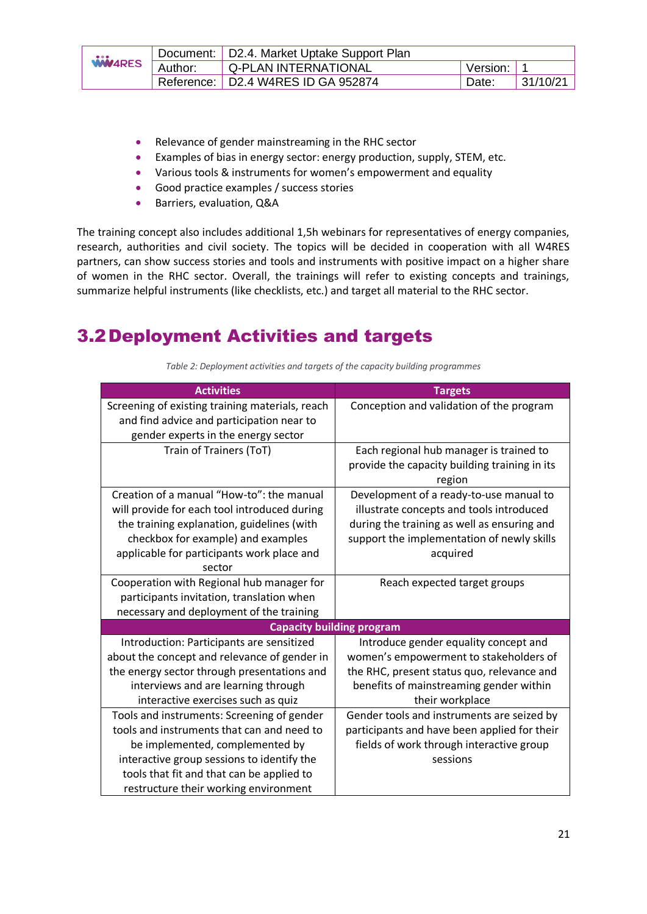- Relevance of gender mainstreaming in the RHC sector
- Examples of bias in energy sector: energy production, supply, STEM, etc.
- Various tools & instruments for women's empowerment and equality
- Good practice examples / success stories
- Barriers, evaluation, Q&A

The training concept also includes additional 1,5h webinars for representatives of energy companies, research, authorities and civil society. The topics will be decided in cooperation with all W4RES partners, can show success stories and tools and instruments with positive impact on a higher share of women in the RHC sector. Overall, the trainings will refer to existing concepts and trainings, summarize helpful instruments (like checklists, etc.) and target all material to the RHC sector.

## 3.2 Deployment Activities and targets

*Table 2: Deployment activities and targets of the capacity building programmes*

| Activities | Targets |
|---|---|
| Screening of existing training materials, reach and find advice and participation near to gender experts in the energy sector | Conception and validation of the program |
| Train of Trainers (ToT) | Each regional hub manager is trained to provide the capacity building training in its region |
| Creation of a manual "How-to": the manual will provide for each tool introduced during the training explanation, guidelines (with checkbox for example) and examples applicable for participants work place and sector | Development of a ready-to-use manual to illustrate concepts and tools introduced during the training as well as ensuring and support the implementation of newly skills acquired |
| Cooperation with Regional hub manager for participants invitation, translation when necessary and deployment of the training | Reach expected target groups |
| **Capacity building program** | |
| Introduction: Participants are sensitized about the concept and relevance of gender in the energy sector through presentations and interviews and are learning through interactive exercises such as quiz | Introduce gender equality concept and women's empowerment to stakeholders of the RHC, present status quo, relevance and benefits of mainstreaming gender within their workplace |
| Tools and instruments: Screening of gender tools and instruments that can and need to be implemented, complemented by interactive group sessions to identify the tools that fit and that can be applied to restructure their working environment | Gender tools and instruments are seized by participants and have been applied for their fields of work through interactive group sessions |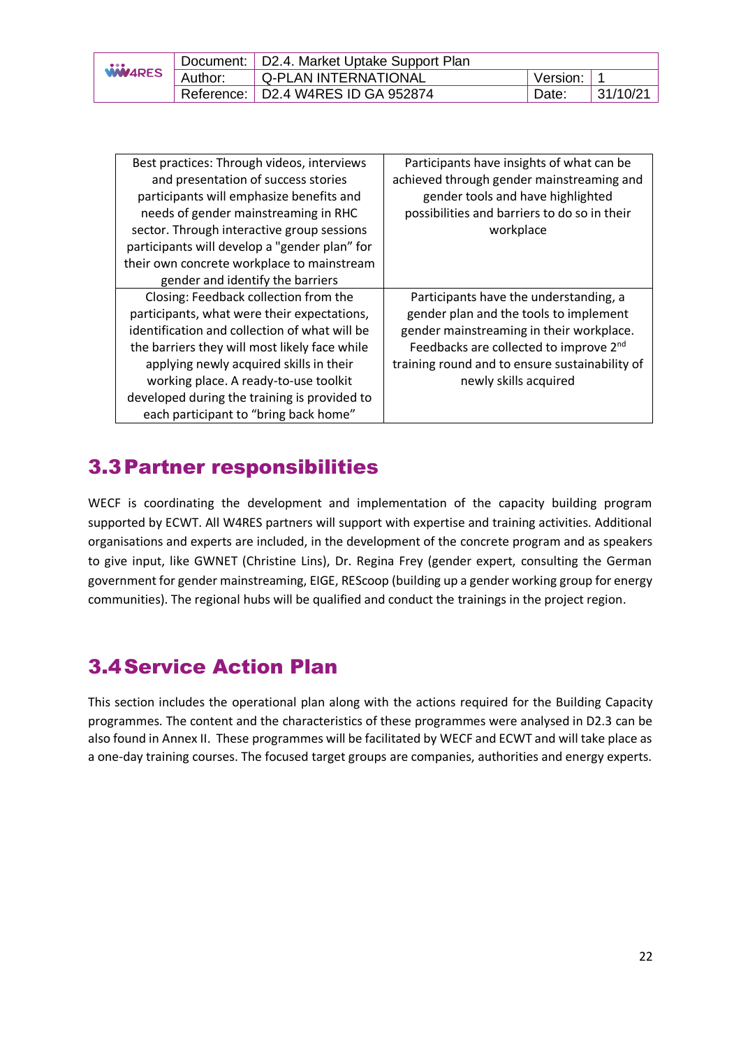| Best practices: Through videos, interviews and presentation of success stories participants will emphasize benefits and needs of gender mainstreaming in RHC sector. Through interactive group sessions participants will develop a "gender plan" for their own concrete workplace to mainstream gender and identify the barriers | Participants have insights of what can be achieved through gender mainstreaming and gender tools and have highlighted possibilities and barriers to do so in their workplace |
|---|---|
| Closing: Feedback collection from the participants, what were their expectations, identification and collection of what will be the barriers they will most likely face while applying newly acquired skills in their working place. A ready-to-use toolkit developed during the training is provided to each participant to "bring back home" | Participants have the understanding, a gender plan and the tools to implement gender mainstreaming in their workplace. Feedbacks are collected to improve 2nd training round and to ensure sustainability of newly skills acquired |

## 3.3 Partner responsibilities

WECF is coordinating the development and implementation of the capacity building program supported by ECWT. All W4RES partners will support with expertise and training activities. Additional organisations and experts are included, in the development of the concrete program and as speakers to give input, like GWNET (Christine Lins), Dr. Regina Frey (gender expert, consulting the German government for gender mainstreaming, EIGE, REScoop (building up a gender working group for energy communities). The regional hubs will be qualified and conduct the trainings in the project region.

## 3.4 Service Action Plan

This section includes the operational plan along with the actions required for the Building Capacity programmes. The content and the characteristics of these programmes were analysed in D2.3 can be also found in Annex II. These programmes will be facilitated by WECF and ECWT and will take place as a one-day training courses. The focused target groups are companies, authorities and energy experts.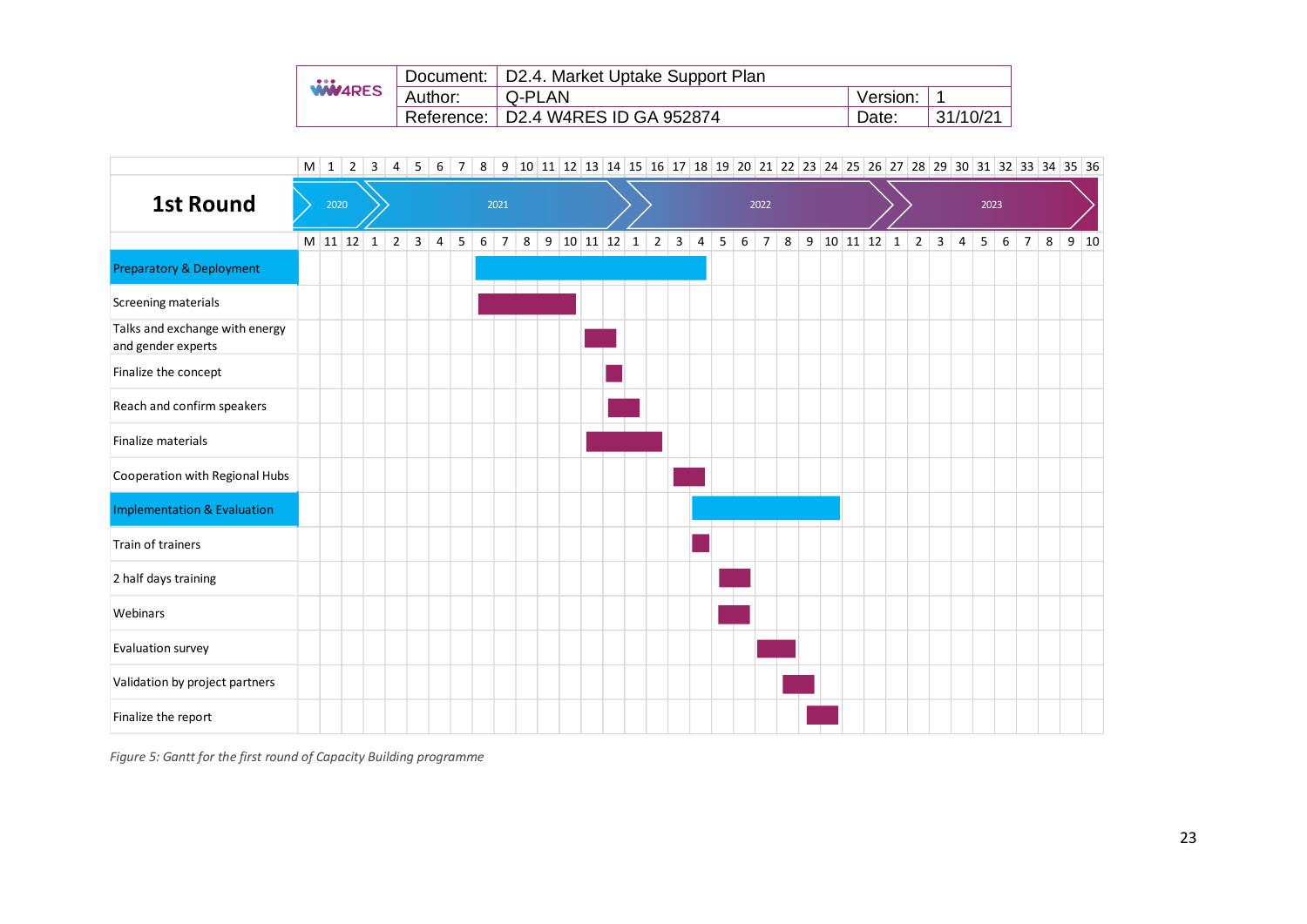| M | 1 | 2 | 3 | 4 | 5 | 6 | 7 | 8 | 9 | 10 | 11 | 12 | 13 | 14 | 15 | 16 | 17 | 18 | 19 | 20 | 21 | 22 | 23 | 24 | 25 | 26 | 27 | 28 | 29 | 30 | 31 | 32 | 33 | 34 | 35 | 36 |
|---|---|---|---|---|---|---|---|---|---|---|---|---|---|---|---|---|---|---|---|---|---|---|---|---|---|---|---|---|---|---|---|---|---|---|---|---|
| **1st Round** | 2020 | | 2021 | | | | | | | | | | | | 2022 | | | | | | | | | | | | 2023 | | | | | | | | | |
| M | 11 | 12 | 1 | 2 | 3 | 4 | 5 | 6 | 7 | 8 | 9 | 10 | 11 | 12 | 1 | 2 | 3 | 4 | 5 | 6 | 7 | 8 | 9 | 10 | 11 | 12 | 1 | 2 | 3 | 4 | 5 | 6 | 7 | 8 | 9 | 10 |
| Preparatory & Deployment | | | | | | | | X | X | X | X | X | X | X | X | X | X | X | | | | | | | | | | | | | | | | | | |
| Screening materials | | | | | | | | X | X | X | X | X | | | | | | | | | | | | | | | | | | | | | | | | |
| Talks and exchange with energy and gender experts | | | | | | | | | | | | | X | X | | | | | | | | | | | | | | | | | | | | | | |
| Finalize the concept | | | | | | | | | | | | | | X | | | | | | | | | | | | | | | | | | | | | | |
| Reach and confirm speakers | | | | | | | | | | | | | | X | X | | | | | | | | | | | | | | | | | | | | | |
| Finalize materials | | | | | | | | | | | | | X | X | X | X | | | | | | | | | | | | | | | | | | | | |
| Cooperation with Regional Hubs | | | | | | | | | | | | | | | | | X | X | | | | | | | | | | | | | | | | | | |
| Implementation & Evaluation | | | | | | | | | | | | | | | | | | X | X | X | X | X | X | X | | | | | | | | | | | | |
| Train of trainers | | | | | | | | | | | | | | | | | | X | | | | | | | | | | | | | | | | | | |
| 2 half days training | | | | | | | | | | | | | | | | | | | X | X | | | | | | | | | | | | | | | | |
| Webinars | | | | | | | | | | | | | | | | | | | X | X | | | | | | | | | | | | | | | | |
| Evaluation survey | | | | | | | | | | | | | | | | | | | | | X | X | | | | | | | | | | | | | | |
| Validation by project partners | | | | | | | | | | | | | | | | | | | | | | X | X | | | | | | | | | | | | | |
| Finalize the report | | | | | | | | | | | | | | | | | | | | | | | X | X | | | | | | | | | | | | |

*Figure 5: Gantt for the first round of Capacity Building programme*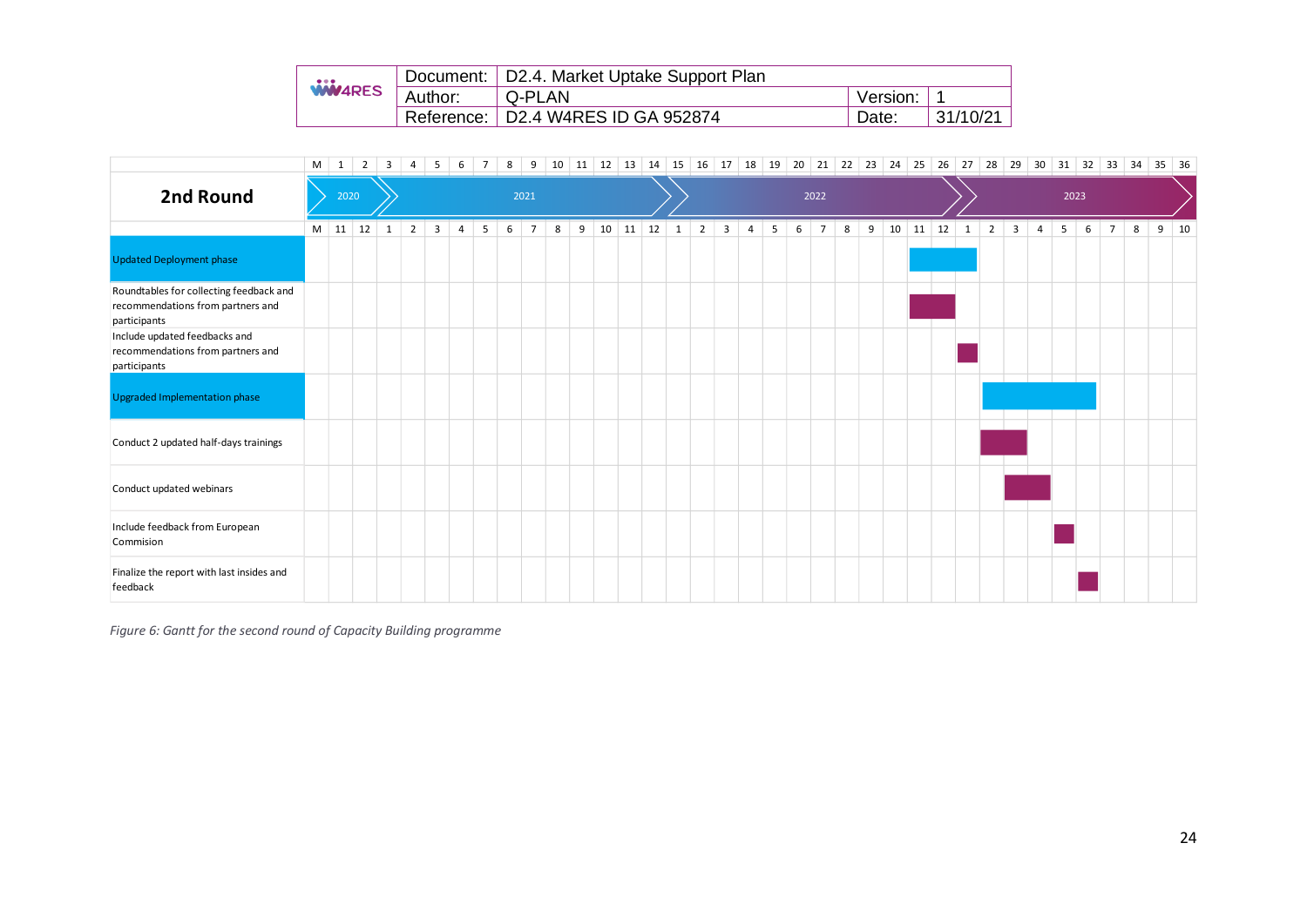| | M | 1 | 2 | 3 | 4 | 5 | 6 | 7 | 8 | 9 | 10 | 11 | 12 | 13 | 14 | 15 | 16 | 17 | 18 | 19 | 20 | 21 | 22 | 23 | 24 | 25 | 26 | 27 | 28 | 29 | 30 | 31 | 32 | 33 | 34 | 35 | 36 |
|---|---|---|---|---|---|---|---|---|---|---|---|---|---|---|---|---|---|---|---|---|---|---|---|---|---|---|---|---|---|---|---|---|---|---|---|---|---|
| **2nd Round** | | 2020 | | 2021 | | | | | | | | | | | | 2022 | | | | | | | | | | | | 2023 | | | | | | | | | |
| | M | 11 | 12 | 1 | 2 | 3 | 4 | 5 | 6 | 7 | 8 | 9 | 10 | 11 | 12 | 1 | 2 | 3 | 4 | 5 | 6 | 7 | 8 | 9 | 10 | 11 | 12 | 1 | 2 | 3 | 4 | 5 | 6 | 7 | 8 | 9 | 10 |
| Updated Deployment phase | | | | | | | | | | | | | | | | | | | | | | | | | | X | X | X | | | | | | | | | |
| Roundtables for collecting feedback and recommendations from partners and participants | | | | | | | | | | | | | | | | | | | | | | | | | | X | X | | | | | | | | | | |
| Include updated feedbacks and recommendations from partners and participants | | | | | | | | | | | | | | | | | | | | | | | | | | | | X | | | | | | | | | |
| Upgraded Implementation phase | | | | | | | | | | | | | | | | | | | | | | | | | | | | | X | X | X | X | X | | | | |
| Conduct 2 updated half-days trainings | | | | | | | | | | | | | | | | | | | | | | | | | | | | | X | X | | | | | | | |
| Conduct updated webinars | | | | | | | | | | | | | | | | | | | | | | | | | | | | | | X | X | | | | | | |
| Include feedback from European Commision | | | | | | | | | | | | | | | | | | | | | | | | | | | | | | | | X | | | | | |
| Finalize the report with last insides and feedback | | | | | | | | | | | | | | | | | | | | | | | | | | | | | | | | | X | | | | |

*Figure 6: Gantt for the second round of Capacity Building programme*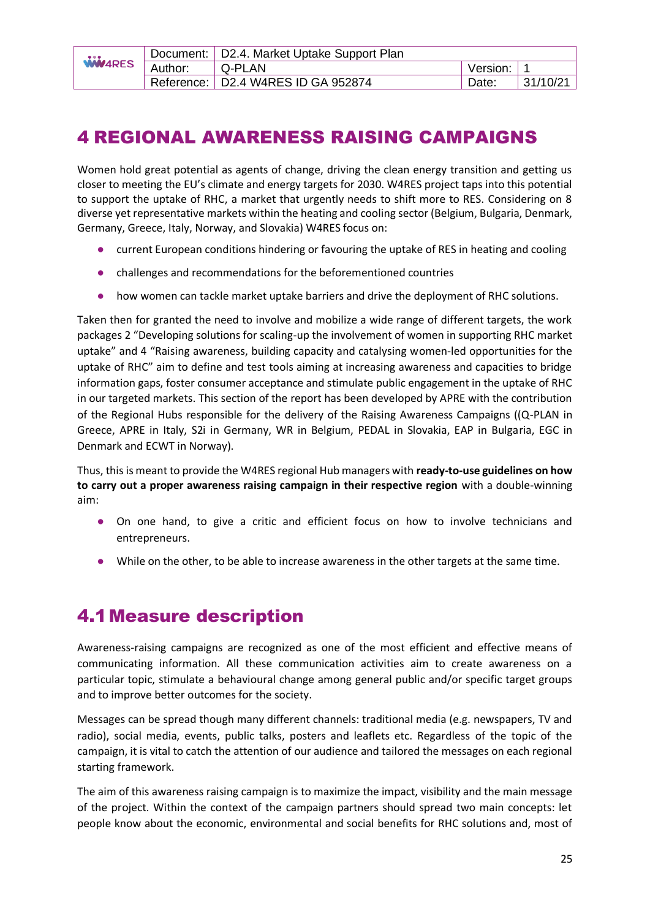# 4 REGIONAL AWARENESS RAISING CAMPAIGNS

Women hold great potential as agents of change, driving the clean energy transition and getting us closer to meeting the EU's climate and energy targets for 2030. W4RES project taps into this potential to support the uptake of RHC, a market that urgently needs to shift more to RES. Considering on 8 diverse yet representative markets within the heating and cooling sector (Belgium, Bulgaria, Denmark, Germany, Greece, Italy, Norway, and Slovakia) W4RES focus on:

- current European conditions hindering or favouring the uptake of RES in heating and cooling
- challenges and recommendations for the beforementioned countries
- how women can tackle market uptake barriers and drive the deployment of RHC solutions.

Taken then for granted the need to involve and mobilize a wide range of different targets, the work packages 2 "Developing solutions for scaling-up the involvement of women in supporting RHC market uptake" and 4 "Raising awareness, building capacity and catalysing women-led opportunities for the uptake of RHC" aim to define and test tools aiming at increasing awareness and capacities to bridge information gaps, foster consumer acceptance and stimulate public engagement in the uptake of RHC in our targeted markets. This section of the report has been developed by APRE with the contribution of the Regional Hubs responsible for the delivery of the Raising Awareness Campaigns ((Q-PLAN in Greece, APRE in Italy, S2i in Germany, WR in Belgium, PEDAL in Slovakia, EAP in Bulgaria, EGC in Denmark and ECWT in Norway).

Thus, this is meant to provide the W4RES regional Hub managers with **ready-to-use guidelines on how to carry out a proper awareness raising campaign in their respective region** with a double-winning aim:

- On one hand, to give a critic and efficient focus on how to involve technicians and entrepreneurs.
- While on the other, to be able to increase awareness in the other targets at the same time.

## 4.1 Measure description

Awareness-raising campaigns are recognized as one of the most efficient and effective means of communicating information. All these communication activities aim to create awareness on a particular topic, stimulate a behavioural change among general public and/or specific target groups and to improve better outcomes for the society.

Messages can be spread though many different channels: traditional media (e.g. newspapers, TV and radio), social media, events, public talks, posters and leaflets etc. Regardless of the topic of the campaign, it is vital to catch the attention of our audience and tailored the messages on each regional starting framework.

The aim of this awareness raising campaign is to maximize the impact, visibility and the main message of the project. Within the context of the campaign partners should spread two main concepts: let people know about the economic, environmental and social benefits for RHC solutions and, most of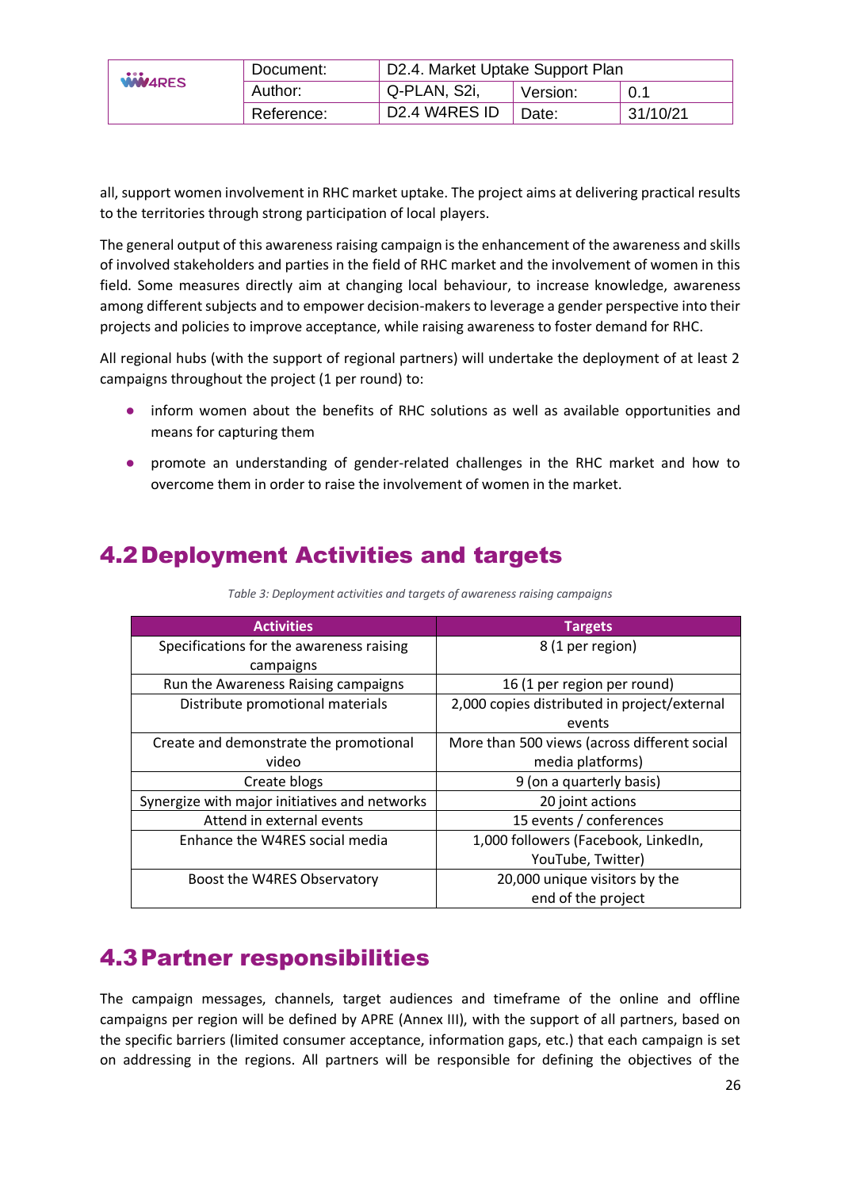all, support women involvement in RHC market uptake. The project aims at delivering practical results to the territories through strong participation of local players.

The general output of this awareness raising campaign is the enhancement of the awareness and skills of involved stakeholders and parties in the field of RHC market and the involvement of women in this field. Some measures directly aim at changing local behaviour, to increase knowledge, awareness among different subjects and to empower decision-makers to leverage a gender perspective into their projects and policies to improve acceptance, while raising awareness to foster demand for RHC.

All regional hubs (with the support of regional partners) will undertake the deployment of at least 2 campaigns throughout the project (1 per round) to:

- inform women about the benefits of RHC solutions as well as available opportunities and means for capturing them
- promote an understanding of gender-related challenges in the RHC market and how to overcome them in order to raise the involvement of women in the market.

## 4.2 Deployment Activities and targets

*Table 3: Deployment activities and targets of awareness raising campaigns*

| Activities | Targets |
|---|---|
| Specifications for the awareness raising campaigns | 8 (1 per region) |
| Run the Awareness Raising campaigns | 16 (1 per region per round) |
| Distribute promotional materials | 2,000 copies distributed in project/external events |
| Create and demonstrate the promotional video | More than 500 views (across different social media platforms) |
| Create blogs | 9 (on a quarterly basis) |
| Synergize with major initiatives and networks | 20 joint actions |
| Attend in external events | 15 events / conferences |
| Enhance the W4RES social media | 1,000 followers (Facebook, LinkedIn, YouTube, Twitter) |
| Boost the W4RES Observatory | 20,000 unique visitors by the end of the project |

## 4.3 Partner responsibilities

The campaign messages, channels, target audiences and timeframe of the online and offline campaigns per region will be defined by APRE (Annex III), with the support of all partners, based on the specific barriers (limited consumer acceptance, information gaps, etc.) that each campaign is set on addressing in the regions. All partners will be responsible for defining the objectives of the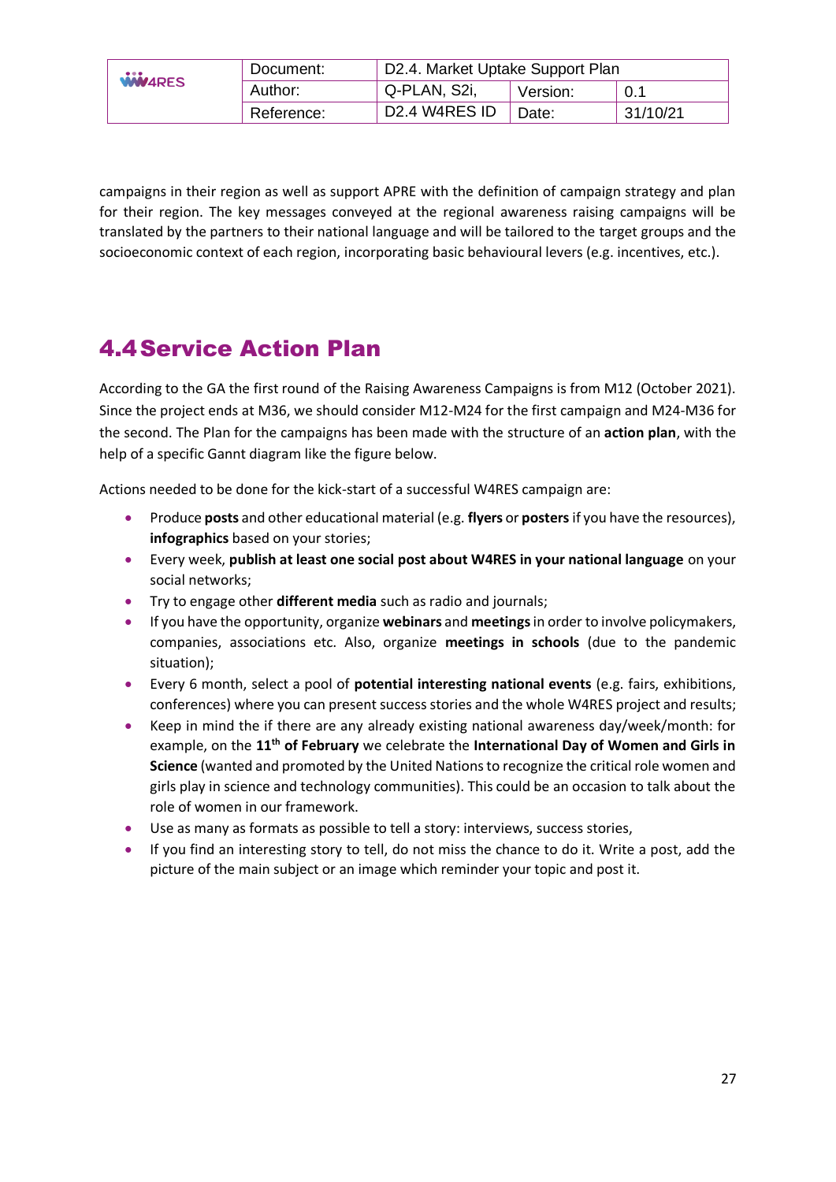campaigns in their region as well as support APRE with the definition of campaign strategy and plan for their region. The key messages conveyed at the regional awareness raising campaigns will be translated by the partners to their national language and will be tailored to the target groups and the socioeconomic context of each region, incorporating basic behavioural levers (e.g. incentives, etc.).

## 4.4 Service Action Plan

According to the GA the first round of the Raising Awareness Campaigns is from M12 (October 2021). Since the project ends at M36, we should consider M12-M24 for the first campaign and M24-M36 for the second. The Plan for the campaigns has been made with the structure of an **action plan**, with the help of a specific Gannt diagram like the figure below.

Actions needed to be done for the kick-start of a successful W4RES campaign are:

- Produce **posts** and other educational material (e.g. **flyers** or **posters** if you have the resources), **infographics** based on your stories;
- Every week, **publish at least one social post about W4RES in your national language** on your social networks;
- Try to engage other **different media** such as radio and journals;
- If you have the opportunity, organize **webinars** and **meetings** in order to involve policymakers, companies, associations etc. Also, organize **meetings in schools** (due to the pandemic situation);
- Every 6 month, select a pool of **potential interesting national events** (e.g. fairs, exhibitions, conferences) where you can present success stories and the whole W4RES project and results;
- Keep in mind the if there are any already existing national awareness day/week/month: for example, on the **11th of February** we celebrate the **International Day of Women and Girls in Science** (wanted and promoted by the United Nations to recognize the critical role women and girls play in science and technology communities). This could be an occasion to talk about the role of women in our framework.
- Use as many as formats as possible to tell a story: interviews, success stories,
- If you find an interesting story to tell, do not miss the chance to do it. Write a post, add the picture of the main subject or an image which reminder your topic and post it.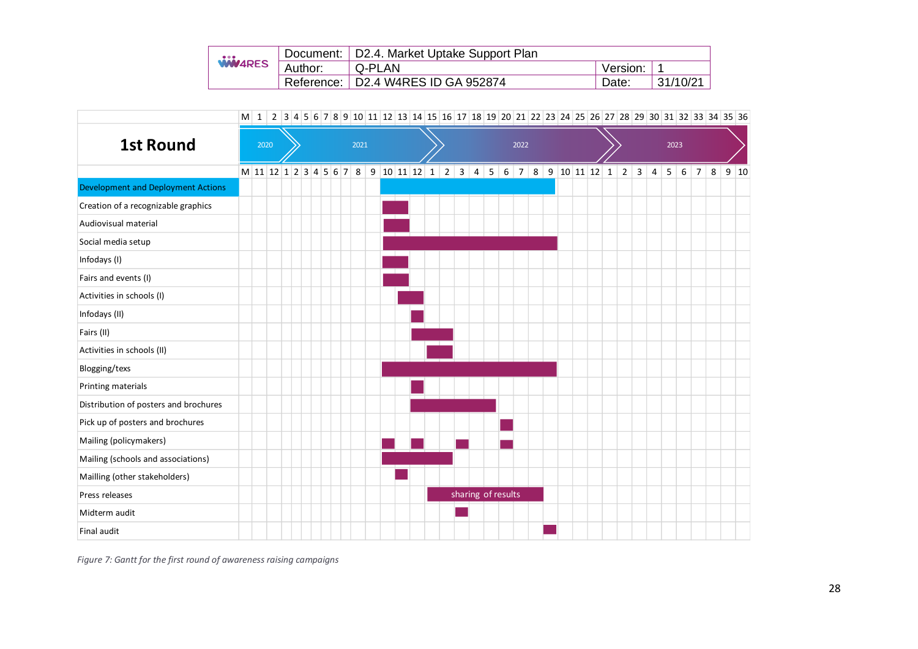## 1st Round

| Activity | Project months (M) | Period |
|---|---|---|
| Development and Deployment Actions | M12–M23 | 10/2021 – 9/2022 |
| Creation of a recognizable graphics | M12–M13 | 10/2021 – 11/2021 |
| Audiovisual material | M12–M13 | 10/2021 – 11/2021 |
| Social media setup | M12–M23 | 10/2021 – 9/2022 |
| Infodays (I) | M12–M13 | 10/2021 – 11/2021 |
| Fairs and events (I) | M12–M13 | 10/2021 – 11/2021 |
| Activities in schools (I) | M13–M14 | 11/2021 – 12/2021 |
| Infodays (II) | M14 | 12/2021 |
| Fairs (II) | M14–M16 | 12/2021 – 2/2022 |
| Activities in schools (II) | M15–M16 | 1/2022 – 2/2022 |
| Blogging/texs | M12–M23 | 10/2021 – 9/2022 |
| Printing materials | M14 | 12/2021 |
| Distribution of posters and brochures | M14–M19 | 12/2021 – 5/2022 |
| Pick up of posters and brochures | M20 | 6/2022 |
| Mailing (policymakers) | M12, M14, M17, M20 | 10/2021, 12/2021, 3/2022, 6/2022 |
| Mailing (schools and associations) | M12–M16 | 10/2021 – 2/2022 |
| Mailling (other stakeholders) | M13 | 11/2021 |
| Press releases (sharing of results) | M15–M22 | 1/2022 – 8/2022 |
| Midterm audit | M17 | 3/2022 |
| Final audit | M23 | 9/2022 |

*Figure 7: Gantt for the first round of awareness raising campaigns*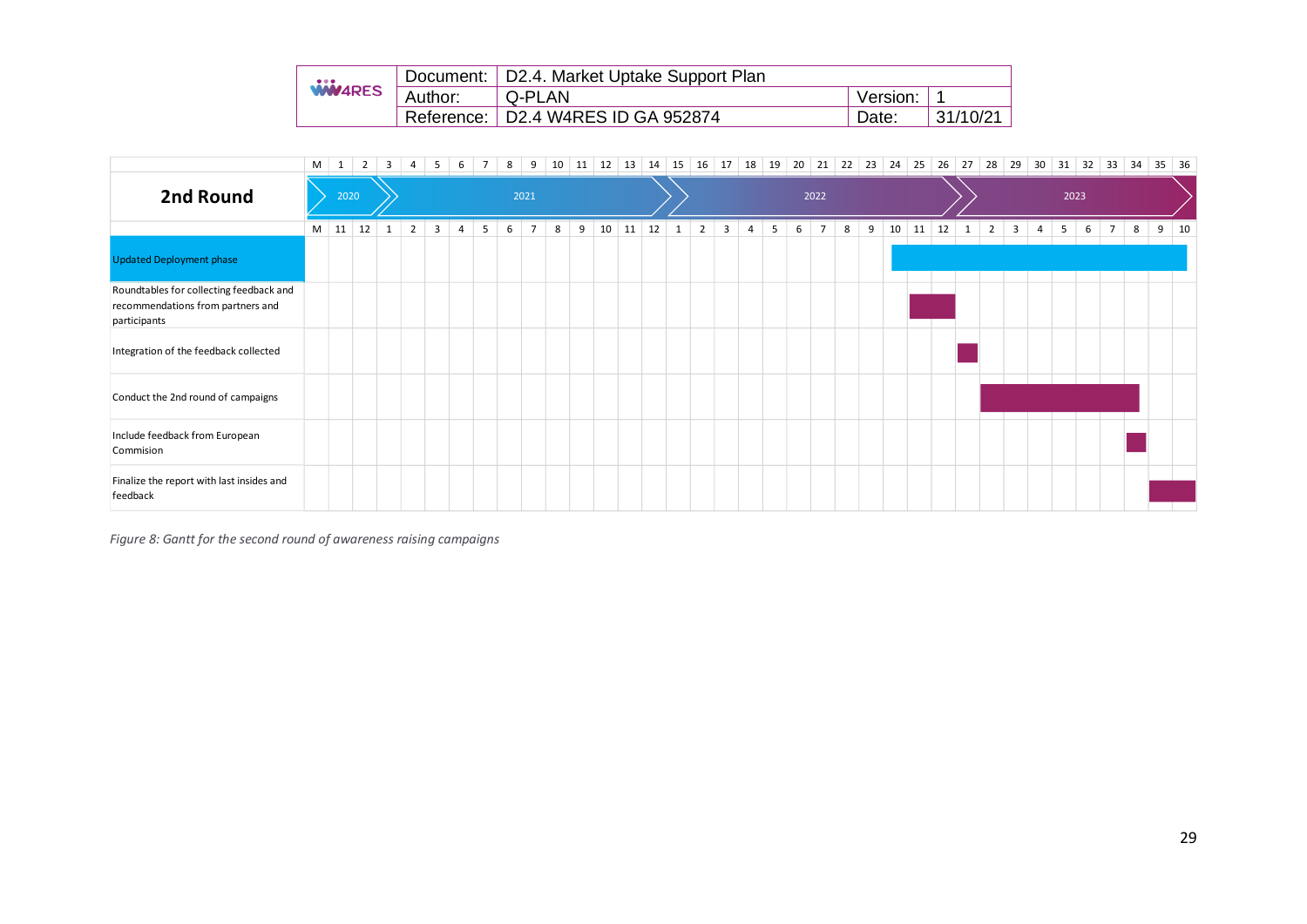| 2nd Round | M1 | M2 | M3 | M4 | M5 | M6 | M7 | M8 | M9 | M10 | M11 | M12 | M13 | M14 | M15 | M16 | M17 | M18 | M19 | M20 | M21 | M22 | M23 | M24 | M25 | M26 | M27 | M28 | M29 | M30 | M31 | M32 | M33 | M34 | M35 | M36 |
|---|---|---|---|---|---|---|---|---|---|---|---|---|---|---|---|---|---|---|---|---|---|---|---|---|---|---|---|---|---|---|---|---|---|---|---|---|
| | 2020 | | 2021 | | | | | | | | | | | | 2022 | | | | | | | | | | | | 2023 | | | | | | | | | |
| | 11 | 12 | 1 | 2 | 3 | 4 | 5 | 6 | 7 | 8 | 9 | 10 | 11 | 12 | 1 | 2 | 3 | 4 | 5 | 6 | 7 | 8 | 9 | 10 | 11 | 12 | 1 | 2 | 3 | 4 | 5 | 6 | 7 | 8 | 9 | 10 |
| Updated Deployment phase | | | | | | | | | | | | | | | | | | | | | | | | X | X | X | X | X | X | X | X | X | X | X | X | X |
| Roundtables for collecting feedback and recommendations from partners and participants | | | | | | | | | | | | | | | | | | | | | | | | | X | X | | | | | | | | | | |
| Integration of the feedback collected | | | | | | | | | | | | | | | | | | | | | | | | | | | X | | | | | | | | | |
| Conduct the 2nd round of campaigns | | | | | | | | | | | | | | | | | | | | | | | | | | | | X | X | X | X | X | X | X | | |
| Include feedback from European Commision | | | | | | | | | | | | | | | | | | | | | | | | | | | | | | | | | | X | | |
| Finalize the report with last insides and feedback | | | | | | | | | | | | | | | | | | | | | | | | | | | | | | | | | | | X | X |

*Figure 8: Gantt for the second round of awareness raising campaigns*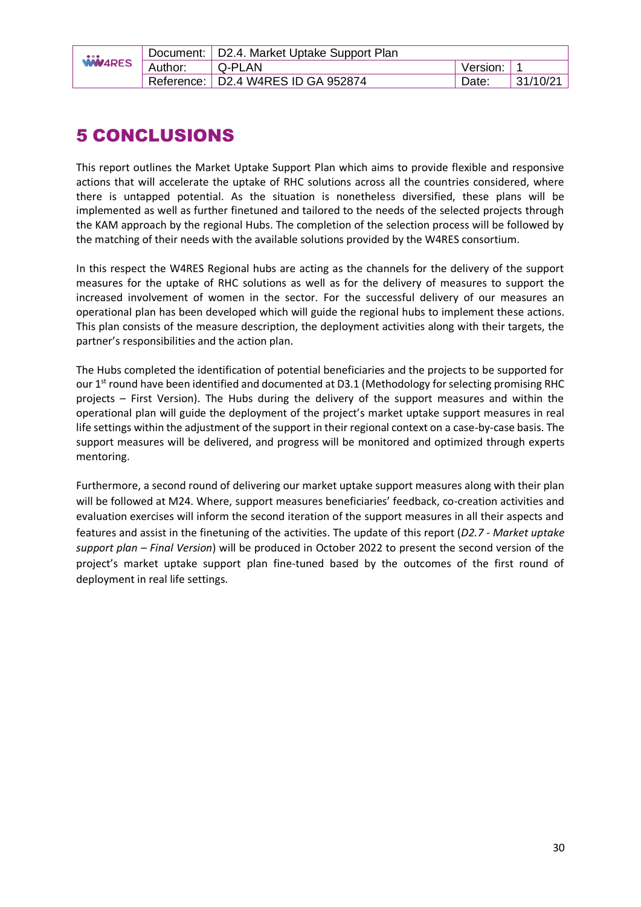# 5 CONCLUSIONS

This report outlines the Market Uptake Support Plan which aims to provide flexible and responsive actions that will accelerate the uptake of RHC solutions across all the countries considered, where there is untapped potential. As the situation is nonetheless diversified, these plans will be implemented as well as further finetuned and tailored to the needs of the selected projects through the KAM approach by the regional Hubs. The completion of the selection process will be followed by the matching of their needs with the available solutions provided by the W4RES consortium.

In this respect the W4RES Regional hubs are acting as the channels for the delivery of the support measures for the uptake of RHC solutions as well as for the delivery of measures to support the increased involvement of women in the sector. For the successful delivery of our measures an operational plan has been developed which will guide the regional hubs to implement these actions. This plan consists of the measure description, the deployment activities along with their targets, the partner's responsibilities and the action plan.

The Hubs completed the identification of potential beneficiaries and the projects to be supported for our 1st round have been identified and documented at D3.1 (Methodology for selecting promising RHC projects – First Version). The Hubs during the delivery of the support measures and within the operational plan will guide the deployment of the project's market uptake support measures in real life settings within the adjustment of the support in their regional context on a case-by-case basis. The support measures will be delivered, and progress will be monitored and optimized through experts mentoring.

Furthermore, a second round of delivering our market uptake support measures along with their plan will be followed at M24. Where, support measures beneficiaries' feedback, co-creation activities and evaluation exercises will inform the second iteration of the support measures in all their aspects and features and assist in the finetuning of the activities. The update of this report (*D2.7 - Market uptake support plan – Final Version*) will be produced in October 2022 to present the second version of the project's market uptake support plan fine-tuned based by the outcomes of the first round of deployment in real life settings.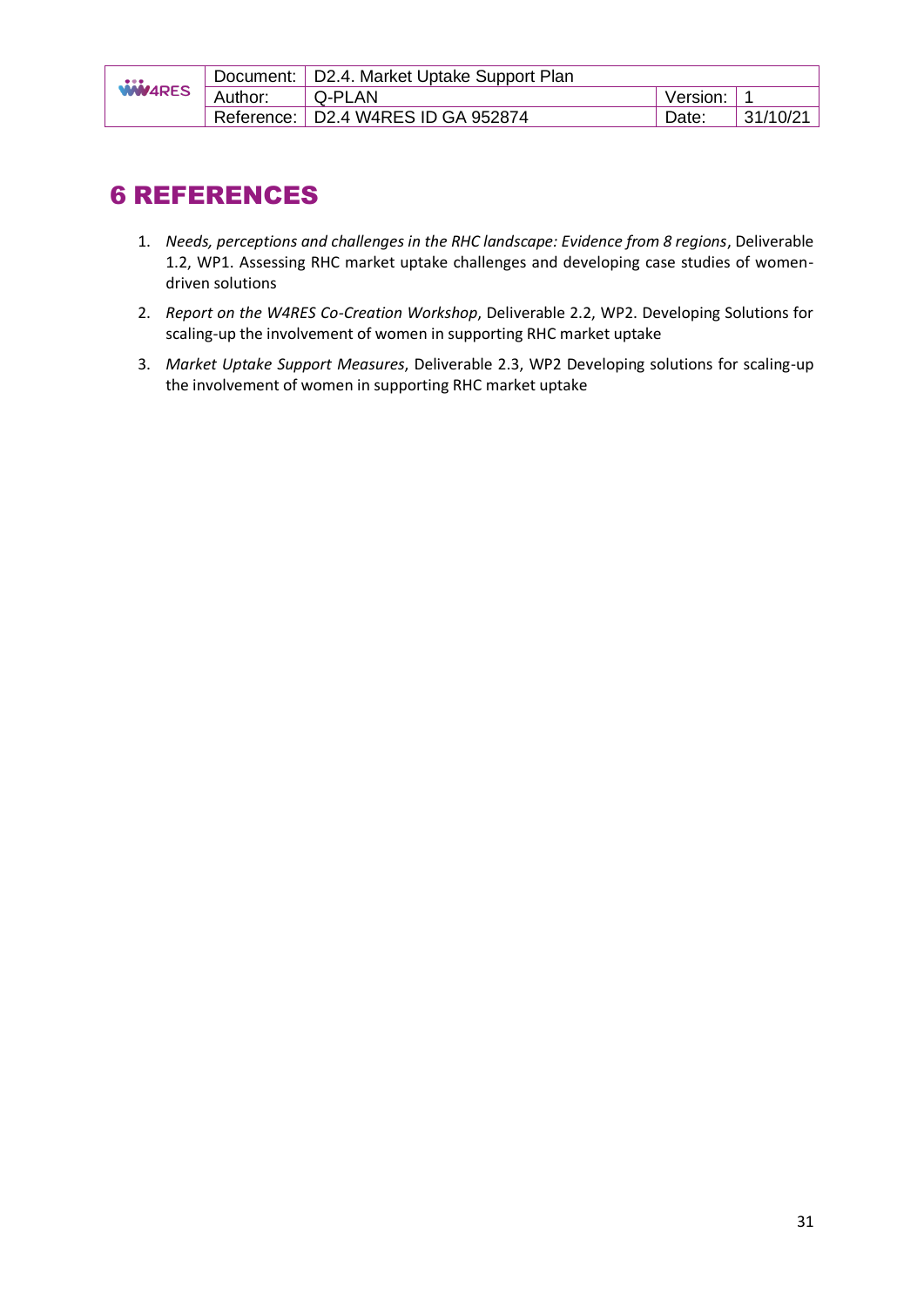# 6 REFERENCES

1. *Needs, perceptions and challenges in the RHC landscape: Evidence from 8 regions*, Deliverable 1.2, WP1. Assessing RHC market uptake challenges and developing case studies of women-driven solutions
2. *Report on the W4RES Co-Creation Workshop*, Deliverable 2.2, WP2. Developing Solutions for scaling-up the involvement of women in supporting RHC market uptake
3. *Market Uptake Support Measures*, Deliverable 2.3, WP2 Developing solutions for scaling-up the involvement of women in supporting RHC market uptake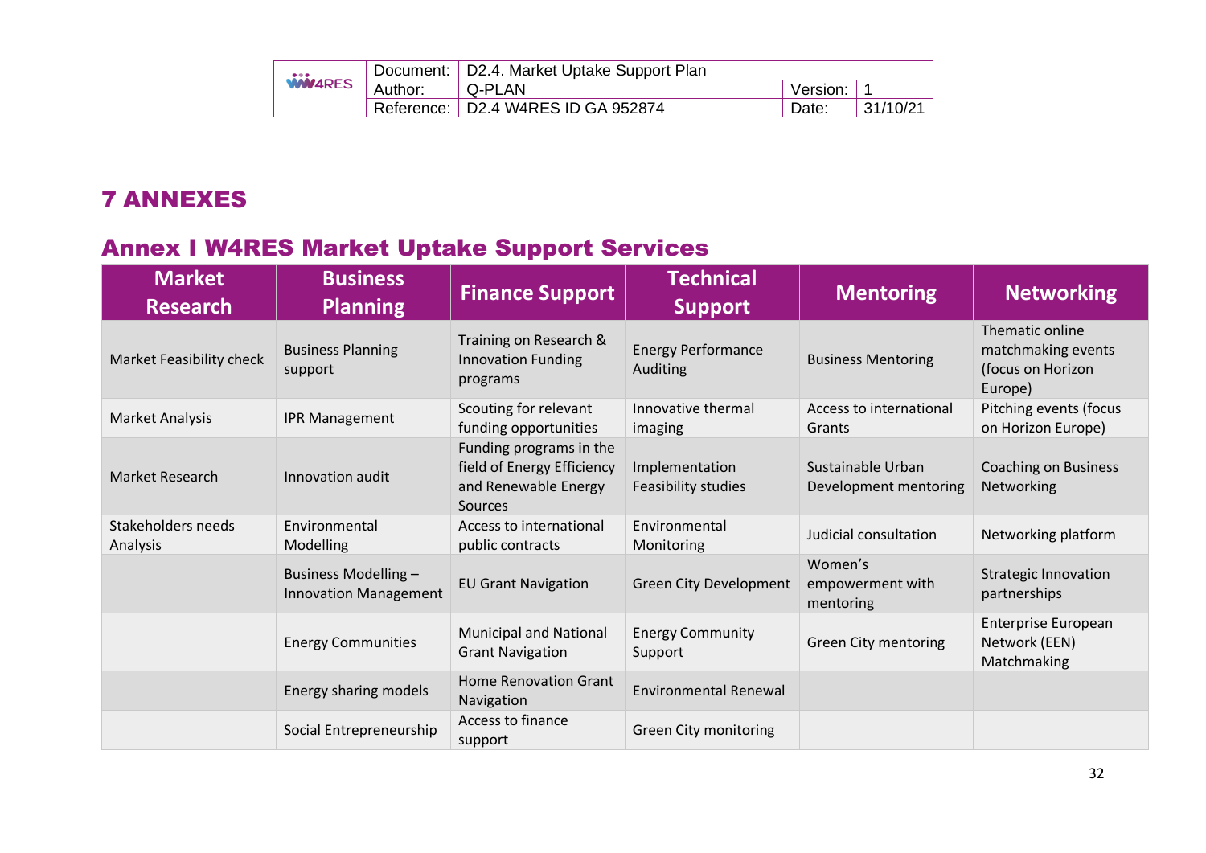# 7 ANNEXES

## Annex I W4RES Market Uptake Support Services

| Market Research | Business Planning | Finance Support | Technical Support | Mentoring | Networking |
|---|---|---|---|---|---|
| Market Feasibility check | Business Planning support | Training on Research & Innovation Funding programs | Energy Performance Auditing | Business Mentoring | Thematic online matchmaking events (focus on Horizon Europe) |
| Market Analysis | IPR Management | Scouting for relevant funding opportunities | Innovative thermal imaging | Access to international Grants | Pitching events (focus on Horizon Europe) |
| Market Research | Innovation audit | Funding programs in the field of Energy Efficiency and Renewable Energy Sources | Implementation Feasibility studies | Sustainable Urban Development mentoring | Coaching on Business Networking |
| Stakeholders needs Analysis | Environmental Modelling | Access to international public contracts | Environmental Monitoring | Judicial consultation | Networking platform |
| | Business Modelling – Innovation Management | EU Grant Navigation | Green City Development | Women's empowerment with mentoring | Strategic Innovation partnerships |
| | Energy Communities | Municipal and National Grant Navigation | Energy Community Support | Green City mentoring | Enterprise European Network (EEN) Matchmaking |
| | Energy sharing models | Home Renovation Grant Navigation | Environmental Renewal | | |
| | Social Entrepreneurship | Access to finance support | Green City monitoring | | |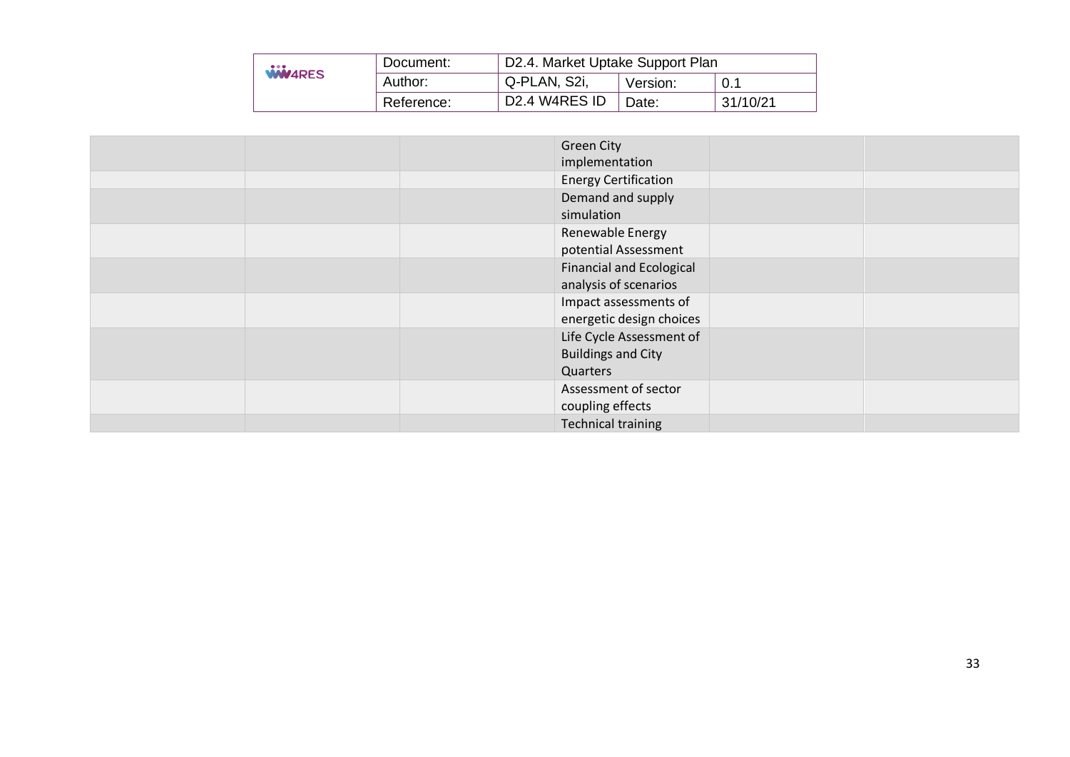| | | | | | |
|---|---|---|---|---|---|
| | | | Green City implementation | | |
| | | | Energy Certification | | |
| | | | Demand and supply simulation | | |
| | | | Renewable Energy potential Assessment | | |
| | | | Financial and Ecological analysis of scenarios | | |
| | | | Impact assessments of energetic design choices | | |
| | | | Life Cycle Assessment of Buildings and City Quarters | | |
| | | | Assessment of sector coupling effects | | |
| | | | Technical training | | |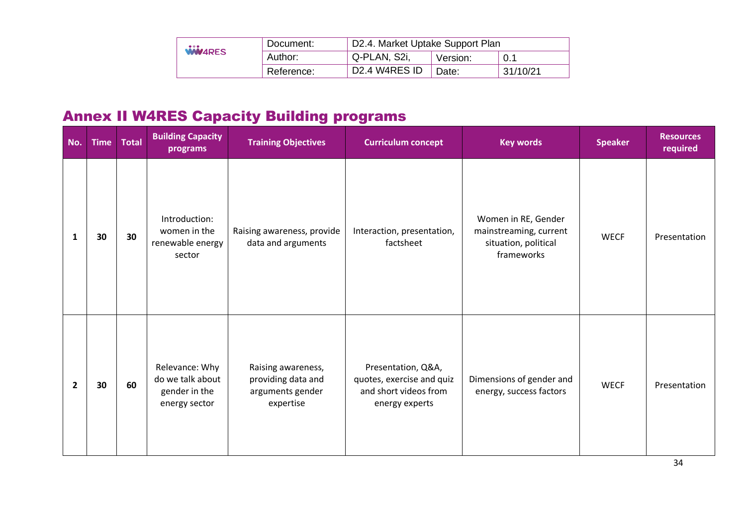## Annex II W4RES Capacity Building programs

| No. | Time | Total | Building Capacity programs | Training Objectives | Curriculum concept | Key words | Speaker | Resources required |
|---|---|---|---|---|---|---|---|---|
| **1** | **30** | **30** | Introduction: women in the renewable energy sector | Raising awareness, provide data and arguments | Interaction, presentation, factsheet | Women in RE, Gender mainstreaming, current situation, political frameworks | WECF | Presentation |
| **2** | **30** | **60** | Relevance: Why do we talk about gender in the energy sector | Raising awareness, providing data and arguments gender expertise | Presentation, Q&A, quotes, exercise and quiz and short videos from energy experts | Dimensions of gender and energy, success factors | WECF | Presentation |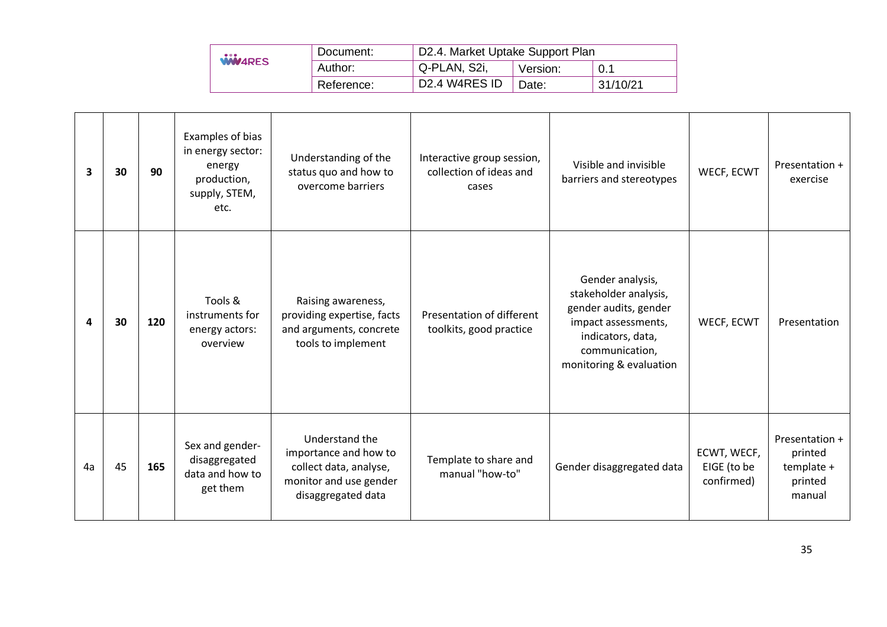| **3** | **30** | **90** | Examples of bias in energy sector: energy production, supply, STEM, etc. | Understanding of the status quo and how to overcome barriers | Interactive group session, collection of ideas and cases | Visible and invisible barriers and stereotypes | WECF, ECWT | Presentation + exercise |
|---|---|---|---|---|---|---|---|---|
| **4** | **30** | **120** | Tools & instruments for energy actors: overview | Raising awareness, providing expertise, facts and arguments, concrete tools to implement | Presentation of different toolkits, good practice | Gender analysis, stakeholder analysis, gender audits, gender impact assessments, indicators, data, communication, monitoring & evaluation | WECF, ECWT | Presentation |
| 4a | 45 | **165** | Sex and gender-disaggregated data and how to get them | Understand the importance and how to collect data, analyse, monitor and use gender disaggregated data | Template to share and manual "how-to" | Gender disaggregated data | ECWT, WECF, EIGE (to be confirmed) | Presentation + printed template + printed manual |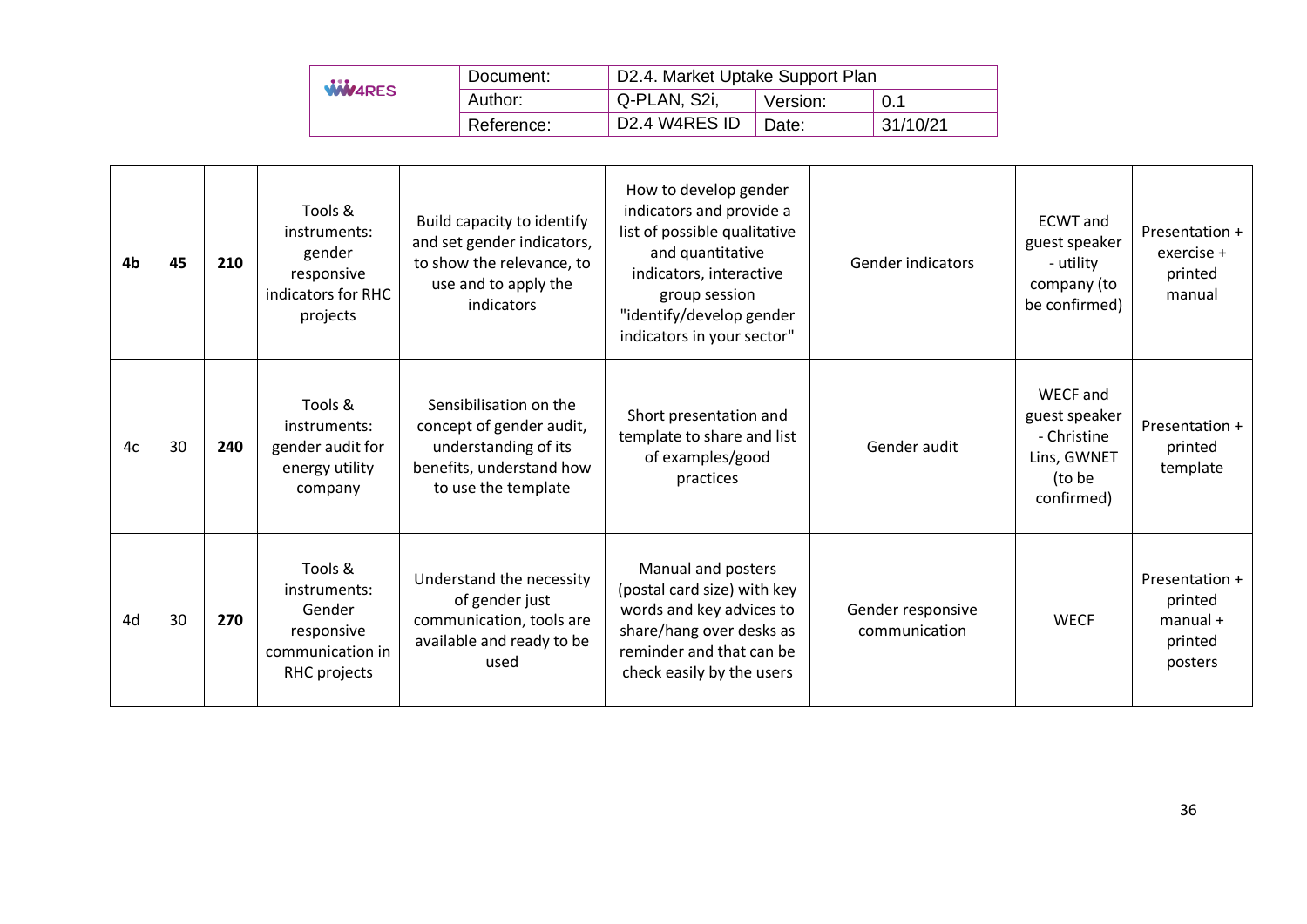| **4b** | **45** | **210** | Tools & instruments: gender responsive indicators for RHC projects | Build capacity to identify and set gender indicators, to show the relevance, to use and to apply the indicators | How to develop gender indicators and provide a list of possible qualitative and quantitative indicators, interactive group session "identify/develop gender indicators in your sector" | Gender indicators | ECWT and guest speaker - utility company (to be confirmed) | Presentation + exercise + printed manual |
|---|---|---|---|---|---|---|---|---|
| 4c | 30 | **240** | Tools & instruments: gender audit for energy utility company | Sensibilisation on the concept of gender audit, understanding of its benefits, understand how to use the template | Short presentation and template to share and list of examples/good practices | Gender audit | WECF and guest speaker - Christine Lins, GWNET (to be confirmed) | Presentation + printed template |
| 4d | 30 | **270** | Tools & instruments: Gender responsive communication in RHC projects | Understand the necessity of gender just communication, tools are available and ready to be used | Manual and posters (postal card size) with key words and key advices to share/hang over desks as reminder and that can be check easily by the users | Gender responsive communication | WECF | Presentation + printed manual + printed posters |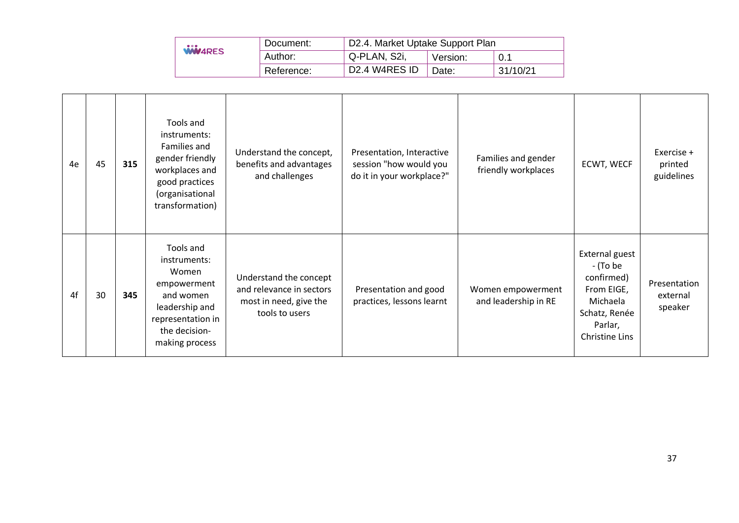| 4e | 45 | **315** | Tools and instruments: Families and gender friendly workplaces and good practices (organisational transformation) | Understand the concept, benefits and advantages and challenges | Presentation, Interactive session "how would you do it in your workplace?" | Families and gender friendly workplaces | ECWT, WECF | Exercise + printed guidelines |
|---|---|---|---|---|---|---|---|---|
| 4f | 30 | **345** | Tools and instruments: Women empowerment and women leadership and representation in the decision-making process | Understand the concept and relevance in sectors most in need, give the tools to users | Presentation and good practices, lessons learnt | Women empowerment and leadership in RE | External guest - (To be confirmed) From EIGE, Michaela Schatz, Renée Parlar, Christine Lins | Presentation external speaker |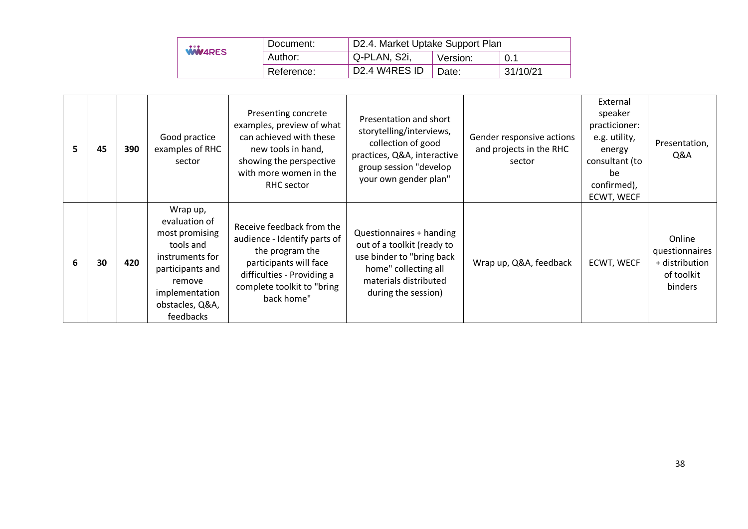| 5 | 45 | 390 | Good practice examples of RHC sector | Presenting concrete examples, preview of what can achieved with these new tools in hand, showing the perspective with more women in the RHC sector | Presentation and short storytelling/interviews, collection of good practices, Q&A, interactive group session "develop your own gender plan" | Gender responsive actions and projects in the RHC sector | External speaker practicioner: e.g. utility, energy consultant (to be confirmed), ECWT, WECF | Presentation, Q&A |
|---|---|---|---|---|---|---|---|---|
| 6 | 30 | 420 | Wrap up, evaluation of most promising tools and instruments for participants and remove implementation obstacles, Q&A, feedbacks | Receive feedback from the audience - Identify parts of the program the participants will face difficulties - Providing a complete toolkit to "bring back home" | Questionnaires + handing out of a toolkit (ready to use binder to "bring back home" collecting all materials distributed during the session) | Wrap up, Q&A, feedback | ECWT, WECF | Online questionnaires + distribution of toolkit binders |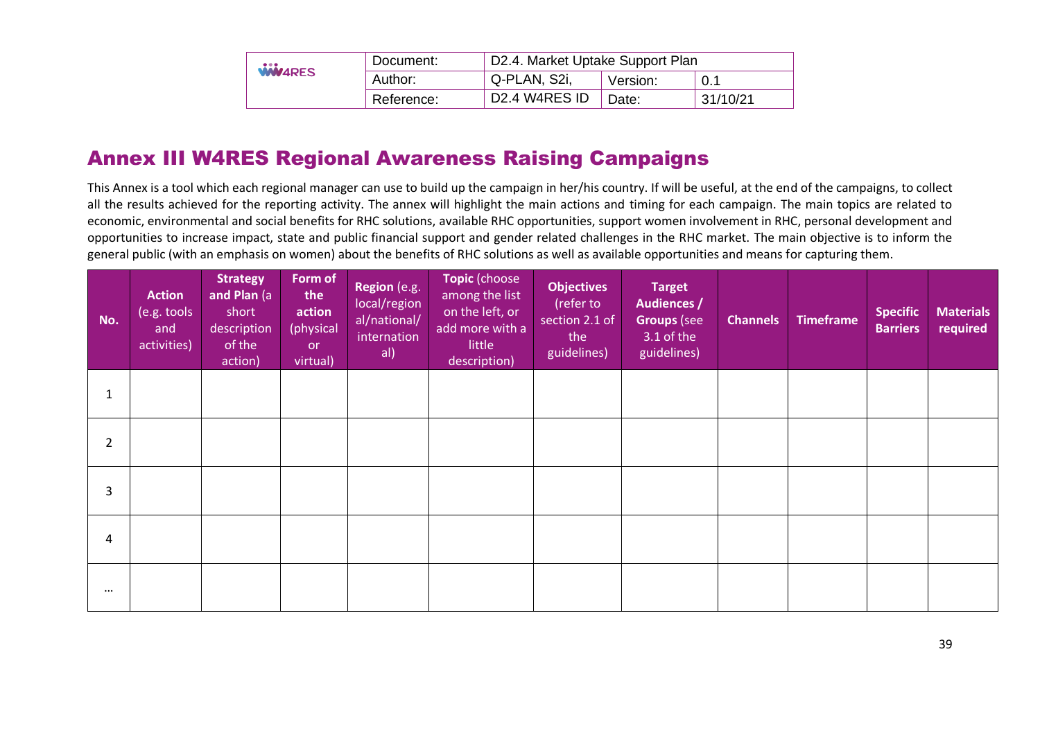## Annex III W4RES Regional Awareness Raising Campaigns

This Annex is a tool which each regional manager can use to build up the campaign in her/his country. If will be useful, at the end of the campaigns, to collect all the results achieved for the reporting activity. The annex will highlight the main actions and timing for each campaign. The main topics are related to economic, environmental and social benefits for RHC solutions, available RHC opportunities, support women involvement in RHC, personal development and opportunities to increase impact, state and public financial support and gender related challenges in the RHC market. The main objective is to inform the general public (with an emphasis on women) about the benefits of RHC solutions as well as available opportunities and means for capturing them.

| No. | **Action** (e.g. tools and activities) | **Strategy and Plan** (a short description of the action) | **Form of the action** (physical or virtual) | **Region** (e.g. local/regional/national/international) | **Topic** (choose among the list on the left, or add more with a little description) | **Objectives** (refer to section 2.1 of the guidelines) | **Target Audiences / Groups** (see 3.1 of the guidelines) | **Channels** | **Timeframe** | **Specific Barriers** | **Materials required** |
|---|---|---|---|---|---|---|---|---|---|---|---|
| 1 | | | | | | | | | | | |
| 2 | | | | | | | | | | | |
| 3 | | | | | | | | | | | |
| 4 | | | | | | | | | | | |
| … | | | | | | | | | | | |